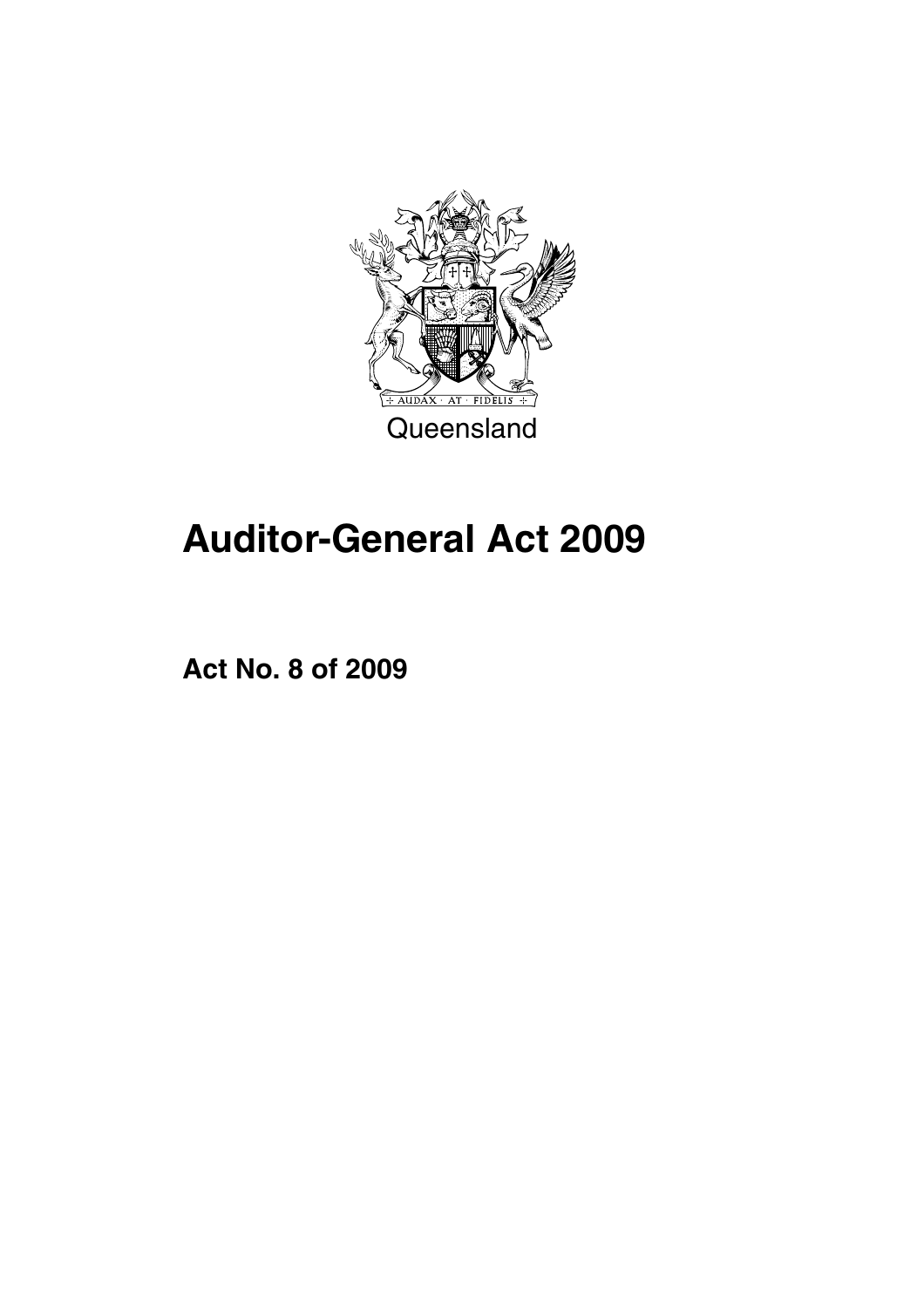Queensland

# Auditor-General Act 2009

**Act No. 8 of 2009**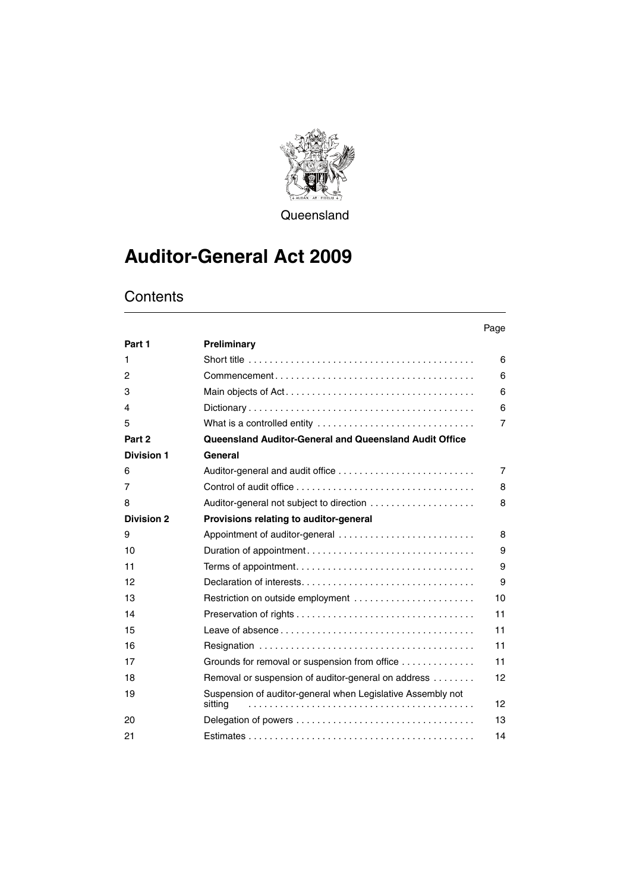Queensland

# Auditor-General Act 2009

## Contents

| | | Page |
|---|---|---|
| **Part 1** | **Preliminary** | |
| 1 | Short title | 6 |
| 2 | Commencement | 6 |
| 3 | Main objects of Act | 6 |
| 4 | Dictionary | 6 |
| 5 | What is a controlled entity | 7 |
| **Part 2** | **Queensland Auditor-General and Queensland Audit Office** | |
| **Division 1** | **General** | |
| 6 | Auditor-general and audit office | 7 |
| 7 | Control of audit office | 8 |
| 8 | Auditor-general not subject to direction | 8 |
| **Division 2** | **Provisions relating to auditor-general** | |
| 9 | Appointment of auditor-general | 8 |
| 10 | Duration of appointment | 9 |
| 11 | Terms of appointment | 9 |
| 12 | Declaration of interests | 9 |
| 13 | Restriction on outside employment | 10 |
| 14 | Preservation of rights | 11 |
| 15 | Leave of absence | 11 |
| 16 | Resignation | 11 |
| 17 | Grounds for removal or suspension from office | 11 |
| 18 | Removal or suspension of auditor-general on address | 12 |
| 19 | Suspension of auditor-general when Legislative Assembly not sitting | 12 |
| 20 | Delegation of powers | 13 |
| 21 | Estimates | 14 |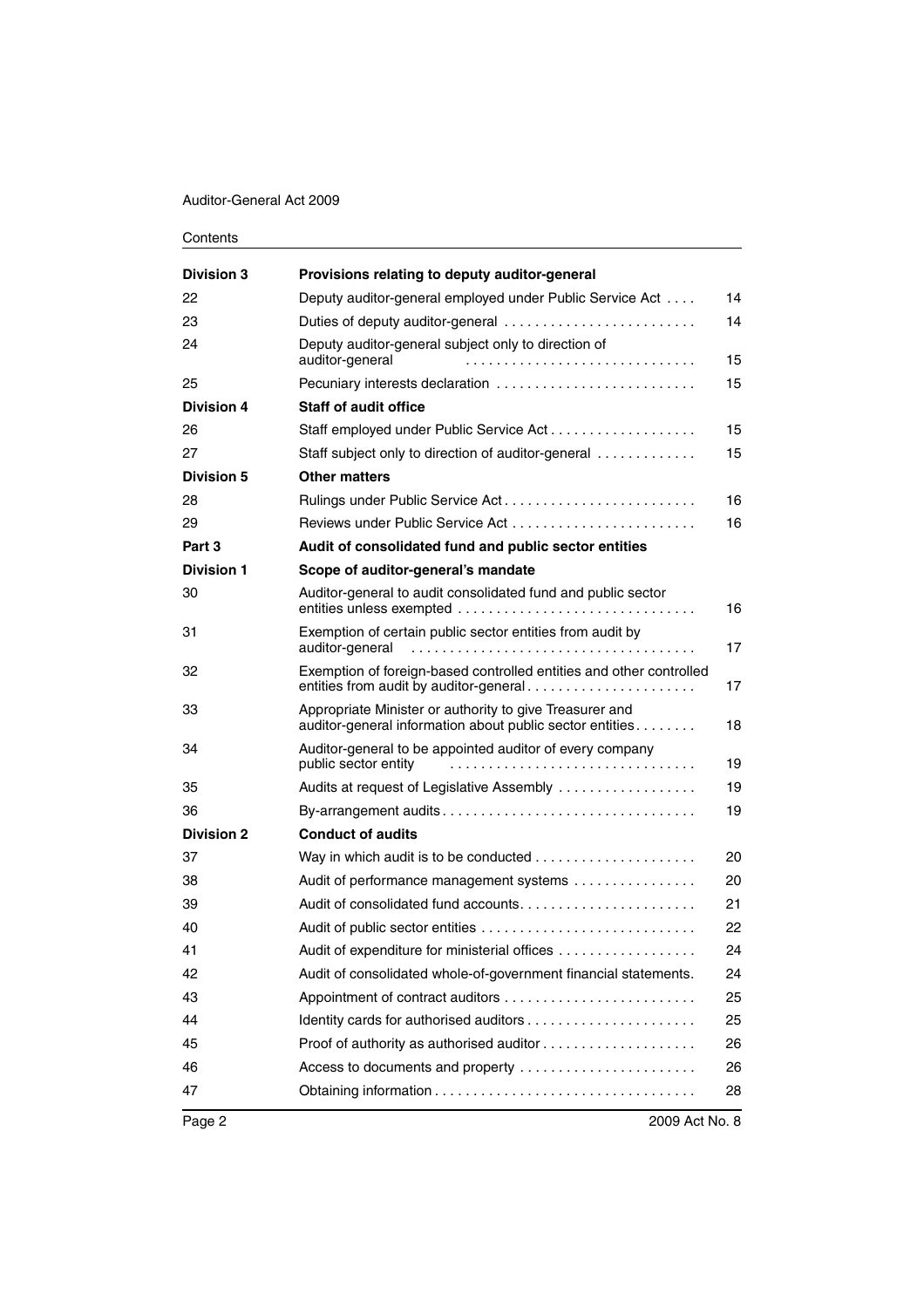Contents

| | | |
|---|---|---|
| **Division 3** | **Provisions relating to deputy auditor-general** | |
| 22 | Deputy auditor-general employed under Public Service Act | 14 |
| 23 | Duties of deputy auditor-general | 14 |
| 24 | Deputy auditor-general subject only to direction of auditor-general | 15 |
| 25 | Pecuniary interests declaration | 15 |
| **Division 4** | **Staff of audit office** | |
| 26 | Staff employed under Public Service Act | 15 |
| 27 | Staff subject only to direction of auditor-general | 15 |
| **Division 5** | **Other matters** | |
| 28 | Rulings under Public Service Act | 16 |
| 29 | Reviews under Public Service Act | 16 |
| **Part 3** | **Audit of consolidated fund and public sector entities** | |
| **Division 1** | **Scope of auditor-general's mandate** | |
| 30 | Auditor-general to audit consolidated fund and public sector entities unless exempted | 16 |
| 31 | Exemption of certain public sector entities from audit by auditor-general | 17 |
| 32 | Exemption of foreign-based controlled entities and other controlled entities from audit by auditor-general | 17 |
| 33 | Appropriate Minister or authority to give Treasurer and auditor-general information about public sector entities | 18 |
| 34 | Auditor-general to be appointed auditor of every company public sector entity | 19 |
| 35 | Audits at request of Legislative Assembly | 19 |
| 36 | By-arrangement audits | 19 |
| **Division 2** | **Conduct of audits** | |
| 37 | Way in which audit is to be conducted | 20 |
| 38 | Audit of performance management systems | 20 |
| 39 | Audit of consolidated fund accounts | 21 |
| 40 | Audit of public sector entities | 22 |
| 41 | Audit of expenditure for ministerial offices | 24 |
| 42 | Audit of consolidated whole-of-government financial statements | 24 |
| 43 | Appointment of contract auditors | 25 |
| 44 | Identity cards for authorised auditors | 25 |
| 45 | Proof of authority as authorised auditor | 26 |
| 46 | Access to documents and property | 26 |
| 47 | Obtaining information | 28 |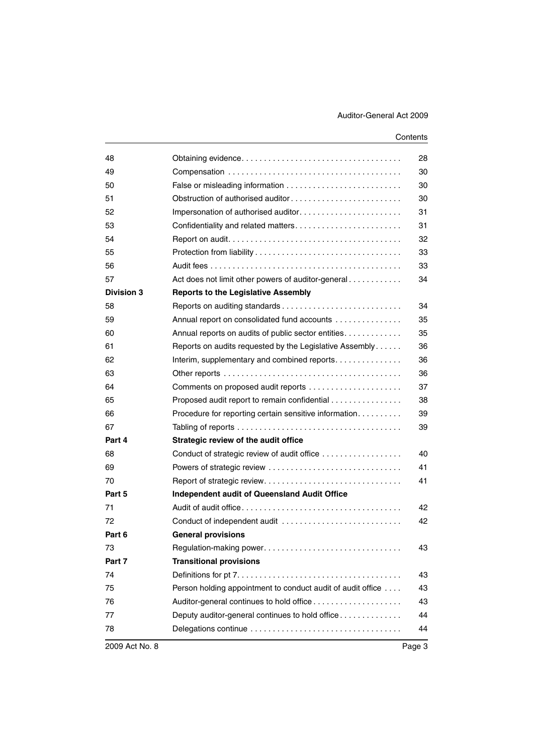| | | |
|---|---|---|
| 48 | Obtaining evidence | 28 |
| 49 | Compensation | 30 |
| 50 | False or misleading information | 30 |
| 51 | Obstruction of authorised auditor | 30 |
| 52 | Impersonation of authorised auditor | 31 |
| 53 | Confidentiality and related matters | 31 |
| 54 | Report on audit | 32 |
| 55 | Protection from liability | 33 |
| 56 | Audit fees | 33 |
| 57 | Act does not limit other powers of auditor-general | 34 |
| **Division 3** | **Reports to the Legislative Assembly** | |
| 58 | Reports on auditing standards | 34 |
| 59 | Annual report on consolidated fund accounts | 35 |
| 60 | Annual reports on audits of public sector entities | 35 |
| 61 | Reports on audits requested by the Legislative Assembly | 36 |
| 62 | Interim, supplementary and combined reports | 36 |
| 63 | Other reports | 36 |
| 64 | Comments on proposed audit reports | 37 |
| 65 | Proposed audit report to remain confidential | 38 |
| 66 | Procedure for reporting certain sensitive information | 39 |
| 67 | Tabling of reports | 39 |
| **Part 4** | **Strategic review of the audit office** | |
| 68 | Conduct of strategic review of audit office | 40 |
| 69 | Powers of strategic review | 41 |
| 70 | Report of strategic review | 41 |
| **Part 5** | **Independent audit of Queensland Audit Office** | |
| 71 | Audit of audit office | 42 |
| 72 | Conduct of independent audit | 42 |
| **Part 6** | **General provisions** | |
| 73 | Regulation-making power | 43 |
| **Part 7** | **Transitional provisions** | |
| 74 | Definitions for pt 7 | 43 |
| 75 | Person holding appointment to conduct audit of audit office | 43 |
| 76 | Auditor-general continues to hold office | 43 |
| 77 | Deputy auditor-general continues to hold office | 44 |
| 78 | Delegations continue | 44 |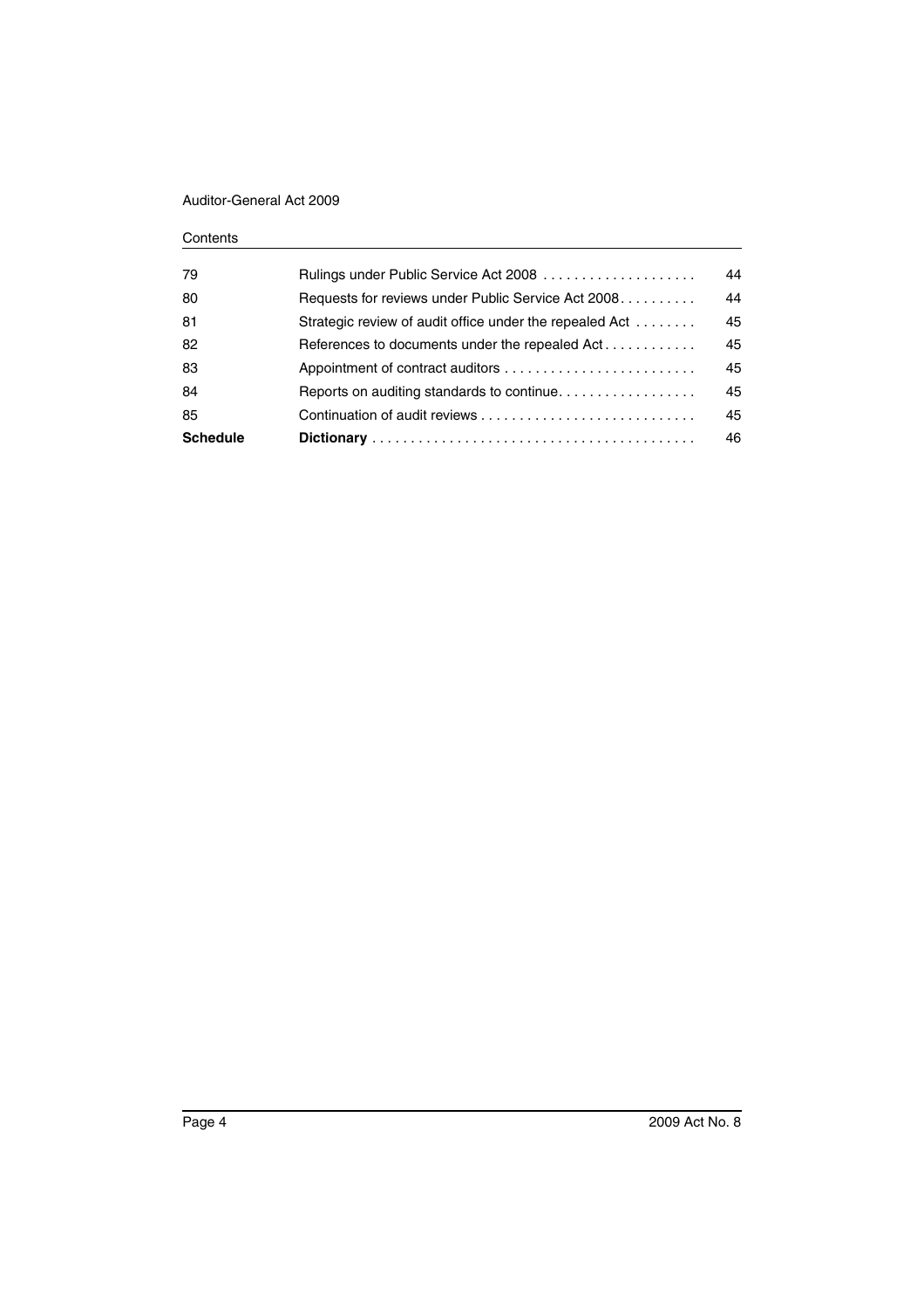| | | |
|---|---|---|
| 79 | Rulings under Public Service Act 2008 | 44 |
| 80 | Requests for reviews under Public Service Act 2008 | 44 |
| 81 | Strategic review of audit office under the repealed Act | 45 |
| 82 | References to documents under the repealed Act | 45 |
| 83 | Appointment of contract auditors | 45 |
| 84 | Reports on auditing standards to continue | 45 |
| 85 | Continuation of audit reviews | 45 |
| **Schedule** | **Dictionary** | 46 |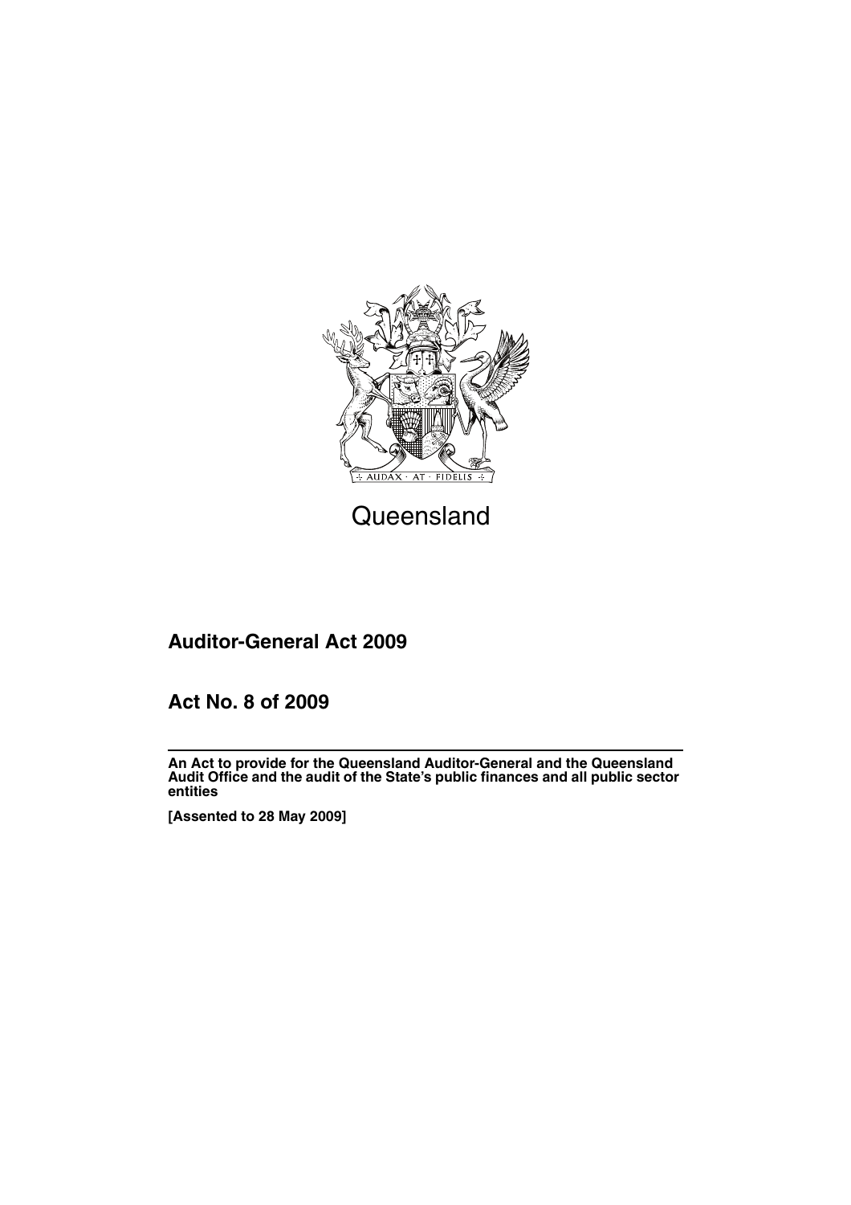Queensland

# Auditor-General Act 2009

## Act No. 8 of 2009

**An Act to provide for the Queensland Auditor-General and the Queensland Audit Office and the audit of the State's public finances and all public sector entities**

**[Assented to 28 May 2009]**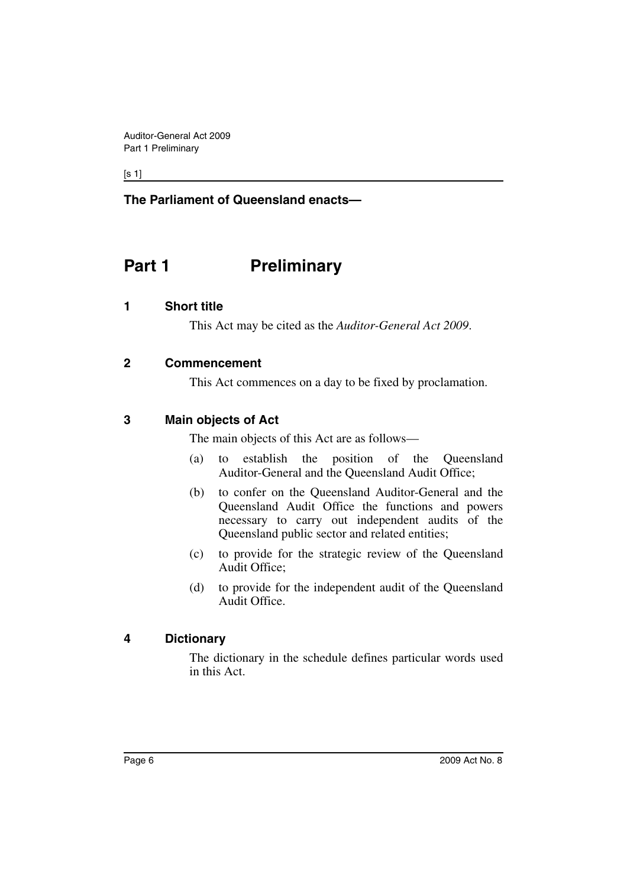**The Parliament of Queensland enacts—**

# Part 1 Preliminary

## 1 Short title

This Act may be cited as the *Auditor-General Act 2009*.

## 2 Commencement

This Act commences on a day to be fixed by proclamation.

## 3 Main objects of Act

The main objects of this Act are as follows—

(a) to establish the position of the Queensland Auditor-General and the Queensland Audit Office;

(b) to confer on the Queensland Auditor-General and the Queensland Audit Office the functions and powers necessary to carry out independent audits of the Queensland public sector and related entities;

(c) to provide for the strategic review of the Queensland Audit Office;

(d) to provide for the independent audit of the Queensland Audit Office.

## 4 Dictionary

The dictionary in the schedule defines particular words used in this Act.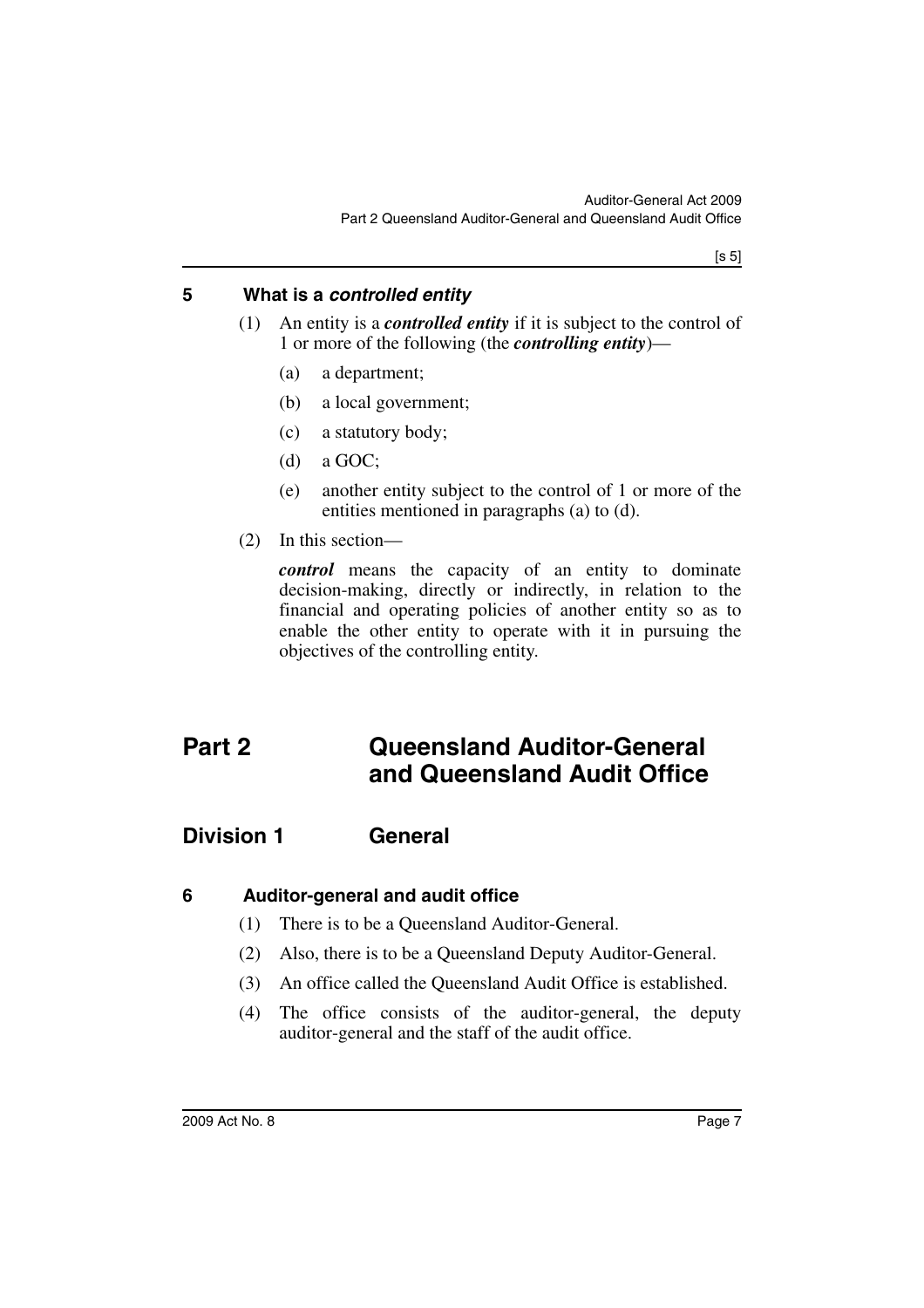### 5 What is a *controlled entity*

(1) An entity is a ***controlled entity*** if it is subject to the control of 1 or more of the following (the ***controlling entity***)—

(a) a department;

(b) a local government;

(c) a statutory body;

(d) a GOC;

(e) another entity subject to the control of 1 or more of the entities mentioned in paragraphs (a) to (d).

(2) In this section—

***control*** means the capacity of an entity to dominate decision-making, directly or indirectly, in relation to the financial and operating policies of another entity so as to enable the other entity to operate with it in pursuing the objectives of the controlling entity.

# Part 2 Queensland Auditor-General and Queensland Audit Office

## Division 1 General

### 6 Auditor-general and audit office

(1) There is to be a Queensland Auditor-General.

(2) Also, there is to be a Queensland Deputy Auditor-General.

(3) An office called the Queensland Audit Office is established.

(4) The office consists of the auditor-general, the deputy auditor-general and the staff of the audit office.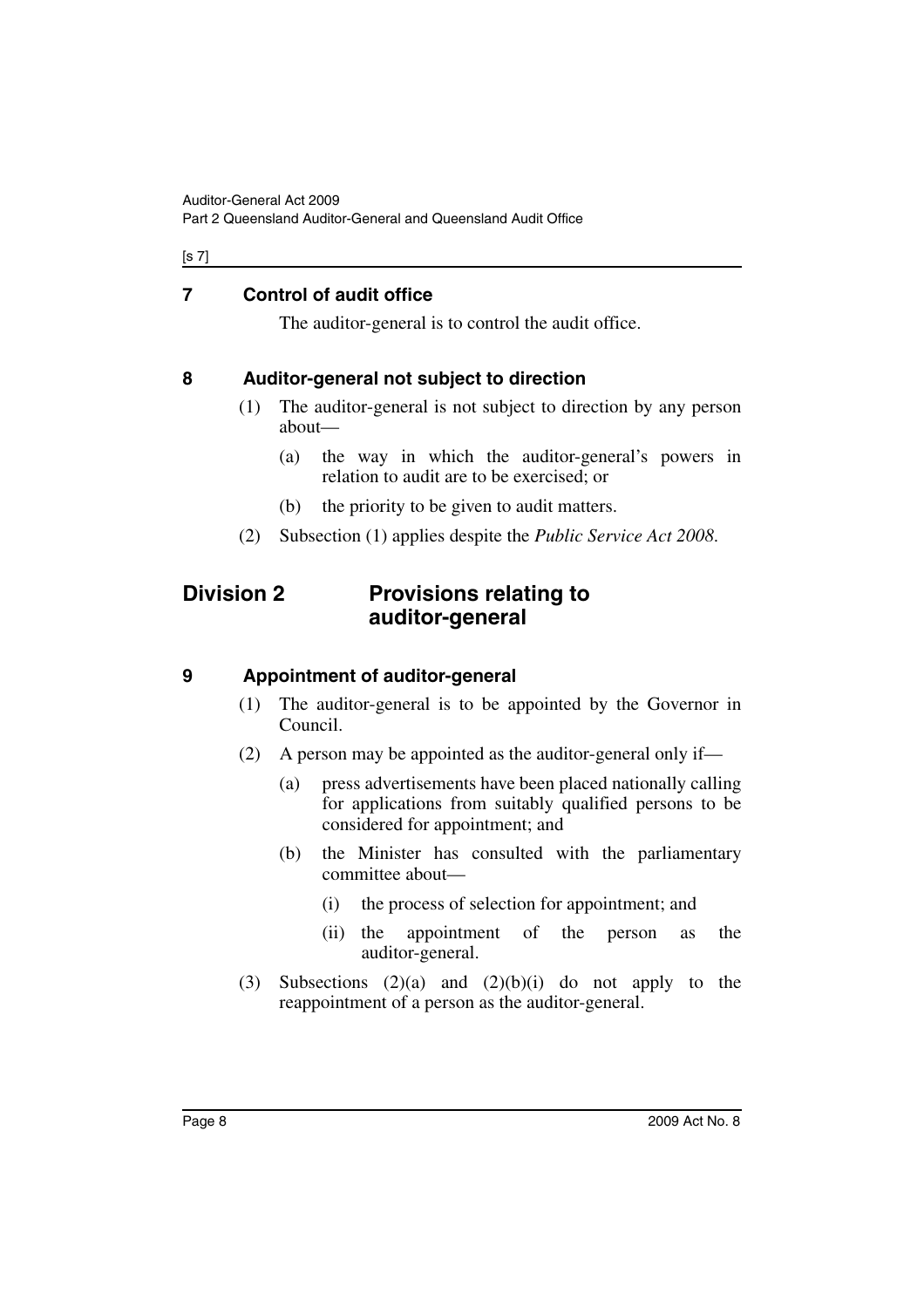## 7 Control of audit office

The auditor-general is to control the audit office.

## 8 Auditor-general not subject to direction

(1) The auditor-general is not subject to direction by any person about—

(a) the way in which the auditor-general's powers in relation to audit are to be exercised; or

(b) the priority to be given to audit matters.

(2) Subsection (1) applies despite the *Public Service Act 2008*.

# Division 2 Provisions relating to auditor-general

## 9 Appointment of auditor-general

(1) The auditor-general is to be appointed by the Governor in Council.

(2) A person may be appointed as the auditor-general only if—

(a) press advertisements have been placed nationally calling for applications from suitably qualified persons to be considered for appointment; and

(b) the Minister has consulted with the parliamentary committee about—

(i) the process of selection for appointment; and

(ii) the appointment of the person as the auditor-general.

(3) Subsections (2)(a) and (2)(b)(i) do not apply to the reappointment of a person as the auditor-general.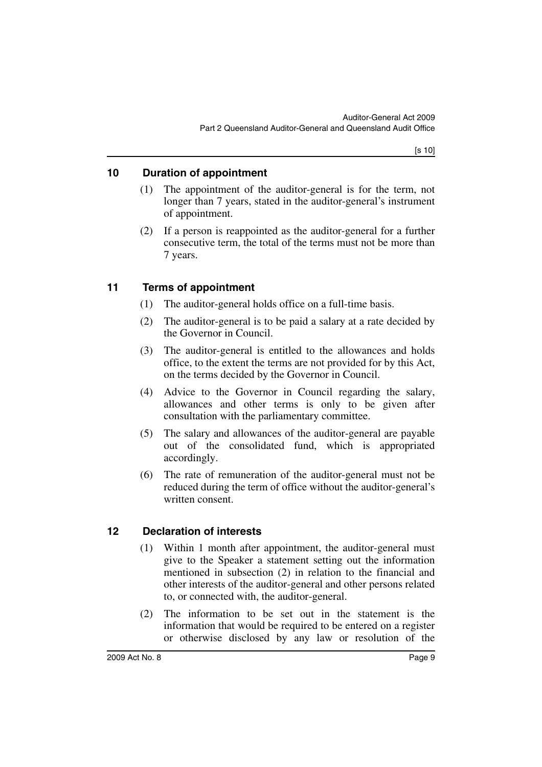## 10 Duration of appointment

(1) The appointment of the auditor-general is for the term, not longer than 7 years, stated in the auditor-general's instrument of appointment.

(2) If a person is reappointed as the auditor-general for a further consecutive term, the total of the terms must not be more than 7 years.

## 11 Terms of appointment

(1) The auditor-general holds office on a full-time basis.

(2) The auditor-general is to be paid a salary at a rate decided by the Governor in Council.

(3) The auditor-general is entitled to the allowances and holds office, to the extent the terms are not provided for by this Act, on the terms decided by the Governor in Council.

(4) Advice to the Governor in Council regarding the salary, allowances and other terms is only to be given after consultation with the parliamentary committee.

(5) The salary and allowances of the auditor-general are payable out of the consolidated fund, which is appropriated accordingly.

(6) The rate of remuneration of the auditor-general must not be reduced during the term of office without the auditor-general's written consent.

## 12 Declaration of interests

(1) Within 1 month after appointment, the auditor-general must give to the Speaker a statement setting out the information mentioned in subsection (2) in relation to the financial and other interests of the auditor-general and other persons related to, or connected with, the auditor-general.

(2) The information to be set out in the statement is the information that would be required to be entered on a register or otherwise disclosed by any law or resolution of the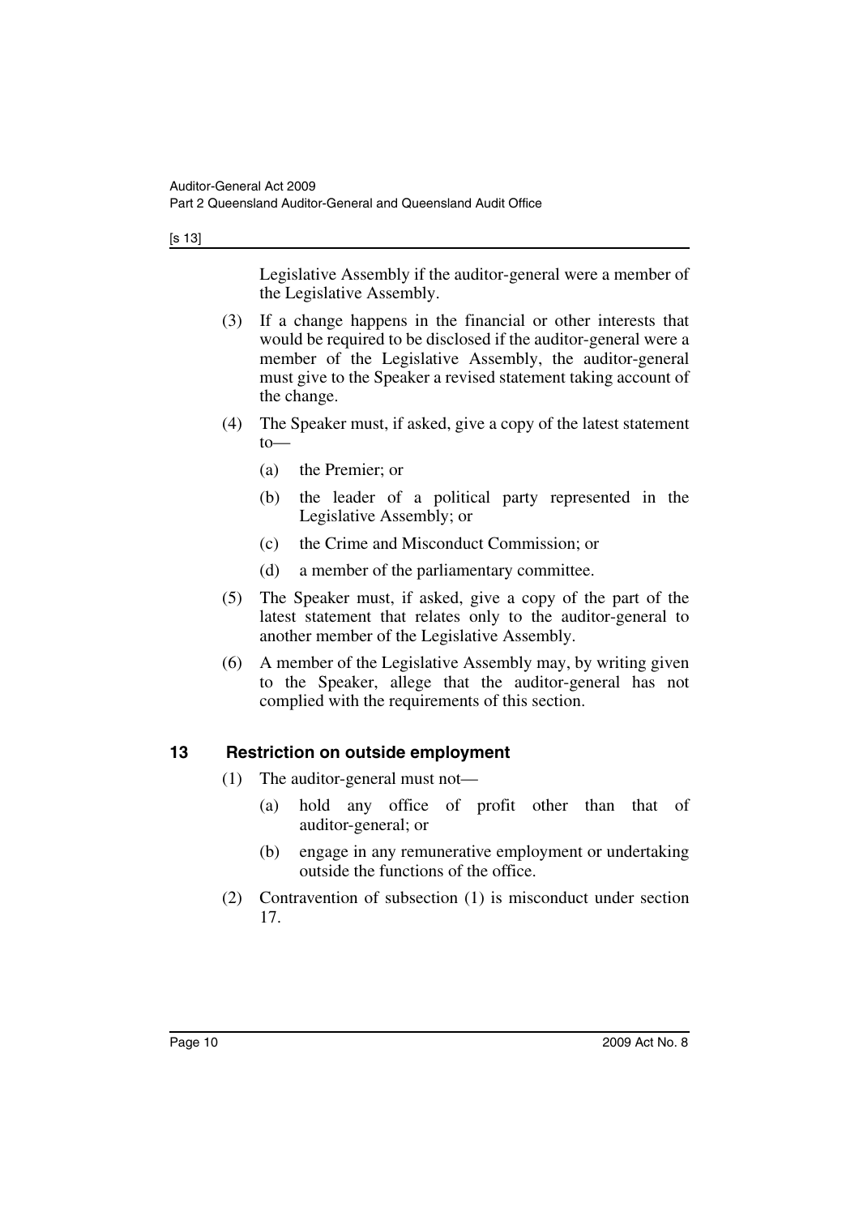Legislative Assembly if the auditor-general were a member of the Legislative Assembly.

(3) If a change happens in the financial or other interests that would be required to be disclosed if the auditor-general were a member of the Legislative Assembly, the auditor-general must give to the Speaker a revised statement taking account of the change.

(4) The Speaker must, if asked, give a copy of the latest statement to—

(a) the Premier; or

(b) the leader of a political party represented in the Legislative Assembly; or

(c) the Crime and Misconduct Commission; or

(d) a member of the parliamentary committee.

(5) The Speaker must, if asked, give a copy of the part of the latest statement that relates only to the auditor-general to another member of the Legislative Assembly.

(6) A member of the Legislative Assembly may, by writing given to the Speaker, allege that the auditor-general has not complied with the requirements of this section.

## 13 Restriction on outside employment

(1) The auditor-general must not—

(a) hold any office of profit other than that of auditor-general; or

(b) engage in any remunerative employment or undertaking outside the functions of the office.

(2) Contravention of subsection (1) is misconduct under section 17.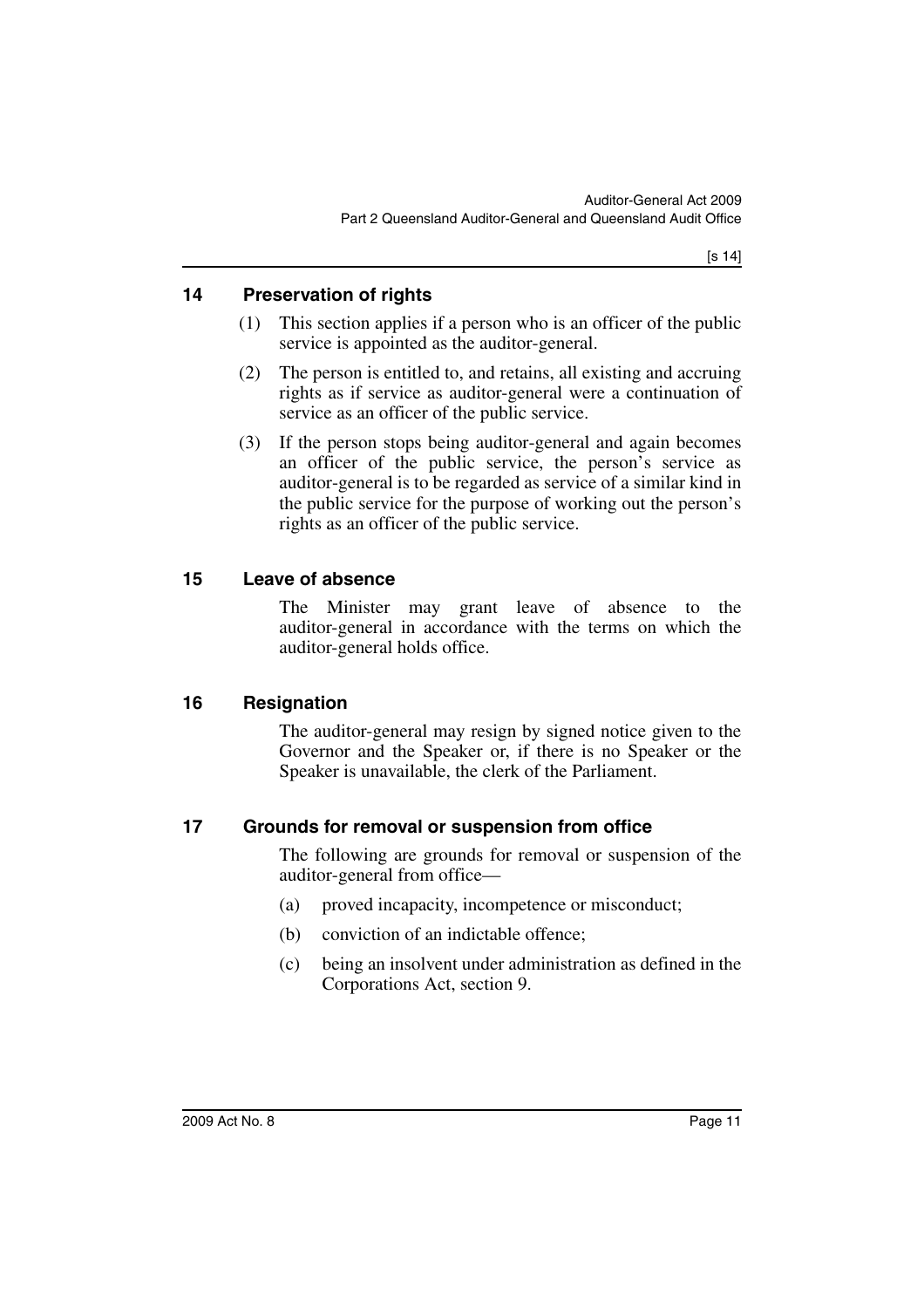### 14 Preservation of rights

(1) This section applies if a person who is an officer of the public service is appointed as the auditor-general.

(2) The person is entitled to, and retains, all existing and accruing rights as if service as auditor-general were a continuation of service as an officer of the public service.

(3) If the person stops being auditor-general and again becomes an officer of the public service, the person's service as auditor-general is to be regarded as service of a similar kind in the public service for the purpose of working out the person's rights as an officer of the public service.

### 15 Leave of absence

The Minister may grant leave of absence to the auditor-general in accordance with the terms on which the auditor-general holds office.

### 16 Resignation

The auditor-general may resign by signed notice given to the Governor and the Speaker or, if there is no Speaker or the Speaker is unavailable, the clerk of the Parliament.

### 17 Grounds for removal or suspension from office

The following are grounds for removal or suspension of the auditor-general from office—

(a) proved incapacity, incompetence or misconduct;

(b) conviction of an indictable offence;

(c) being an insolvent under administration as defined in the Corporations Act, section 9.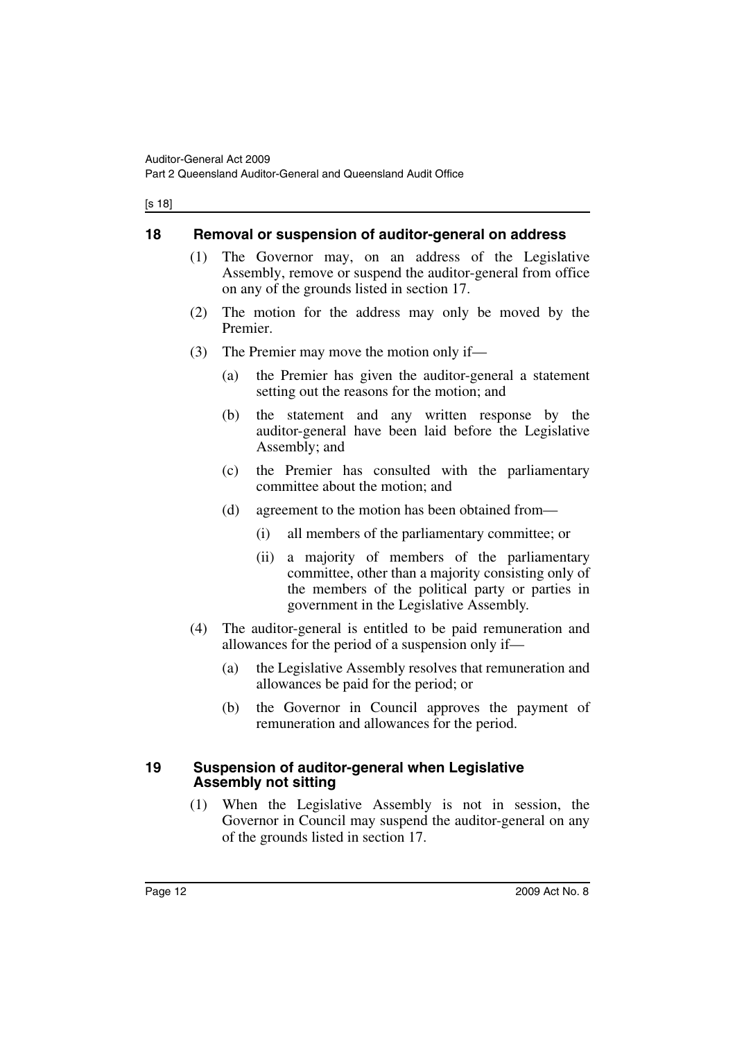## 18 Removal or suspension of auditor-general on address

(1) The Governor may, on an address of the Legislative Assembly, remove or suspend the auditor-general from office on any of the grounds listed in section 17.

(2) The motion for the address may only be moved by the Premier.

(3) The Premier may move the motion only if—

(a) the Premier has given the auditor-general a statement setting out the reasons for the motion; and

(b) the statement and any written response by the auditor-general have been laid before the Legislative Assembly; and

(c) the Premier has consulted with the parliamentary committee about the motion; and

(d) agreement to the motion has been obtained from—

(i) all members of the parliamentary committee; or

(ii) a majority of members of the parliamentary committee, other than a majority consisting only of the members of the political party or parties in government in the Legislative Assembly.

(4) The auditor-general is entitled to be paid remuneration and allowances for the period of a suspension only if—

(a) the Legislative Assembly resolves that remuneration and allowances be paid for the period; or

(b) the Governor in Council approves the payment of remuneration and allowances for the period.

## 19 Suspension of auditor-general when Legislative Assembly not sitting

(1) When the Legislative Assembly is not in session, the Governor in Council may suspend the auditor-general on any of the grounds listed in section 17.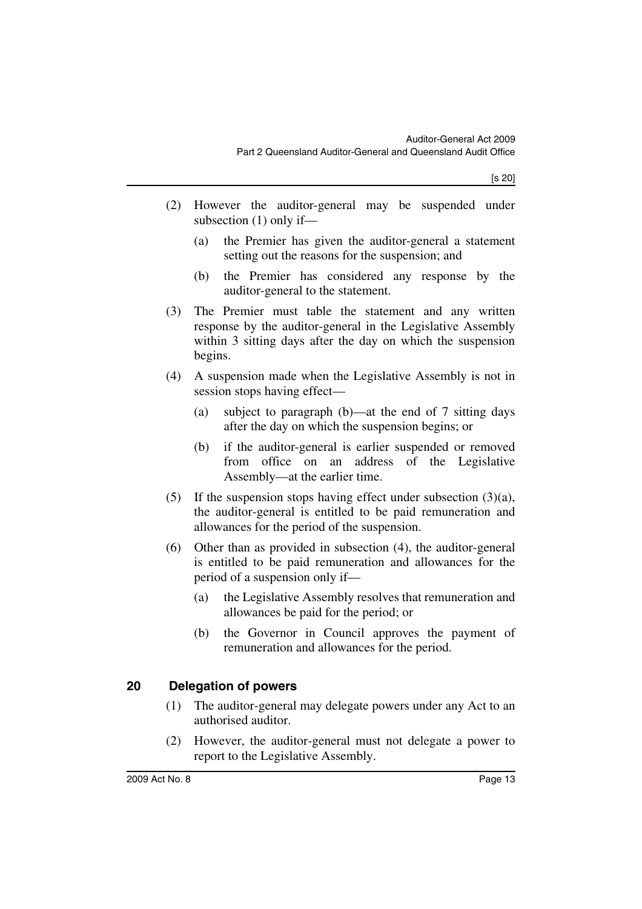(2) However the auditor-general may be suspended under subsection (1) only if—

  (a) the Premier has given the auditor-general a statement setting out the reasons for the suspension; and

  (b) the Premier has considered any response by the auditor-general to the statement.

(3) The Premier must table the statement and any written response by the auditor-general in the Legislative Assembly within 3 sitting days after the day on which the suspension begins.

(4) A suspension made when the Legislative Assembly is not in session stops having effect—

  (a) subject to paragraph (b)—at the end of 7 sitting days after the day on which the suspension begins; or

  (b) if the auditor-general is earlier suspended or removed from office on an address of the Legislative Assembly—at the earlier time.

(5) If the suspension stops having effect under subsection (3)(a), the auditor-general is entitled to be paid remuneration and allowances for the period of the suspension.

(6) Other than as provided in subsection (4), the auditor-general is entitled to be paid remuneration and allowances for the period of a suspension only if—

  (a) the Legislative Assembly resolves that remuneration and allowances be paid for the period; or

  (b) the Governor in Council approves the payment of remuneration and allowances for the period.

## 20 Delegation of powers

(1) The auditor-general may delegate powers under any Act to an authorised auditor.

(2) However, the auditor-general must not delegate a power to report to the Legislative Assembly.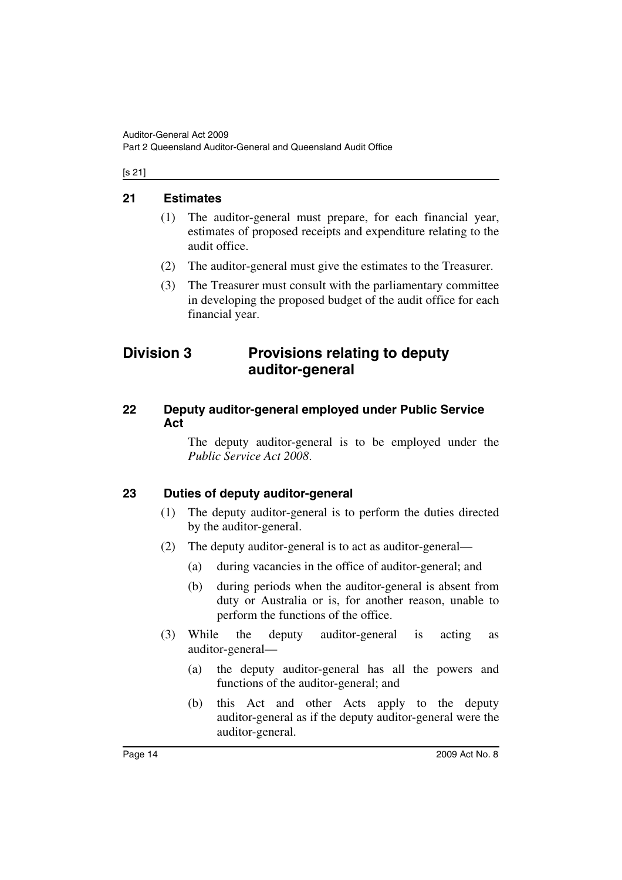## 21 Estimates

(1) The auditor-general must prepare, for each financial year, estimates of proposed receipts and expenditure relating to the audit office.

(2) The auditor-general must give the estimates to the Treasurer.

(3) The Treasurer must consult with the parliamentary committee in developing the proposed budget of the audit office for each financial year.

# Division 3 Provisions relating to deputy auditor-general

## 22 Deputy auditor-general employed under Public Service Act

The deputy auditor-general is to be employed under the *Public Service Act 2008*.

## 23 Duties of deputy auditor-general

(1) The deputy auditor-general is to perform the duties directed by the auditor-general.

(2) The deputy auditor-general is to act as auditor-general—

(a) during vacancies in the office of auditor-general; and

(b) during periods when the auditor-general is absent from duty or Australia or is, for another reason, unable to perform the functions of the office.

(3) While the deputy auditor-general is acting as auditor-general—

(a) the deputy auditor-general has all the powers and functions of the auditor-general; and

(b) this Act and other Acts apply to the deputy auditor-general as if the deputy auditor-general were the auditor-general.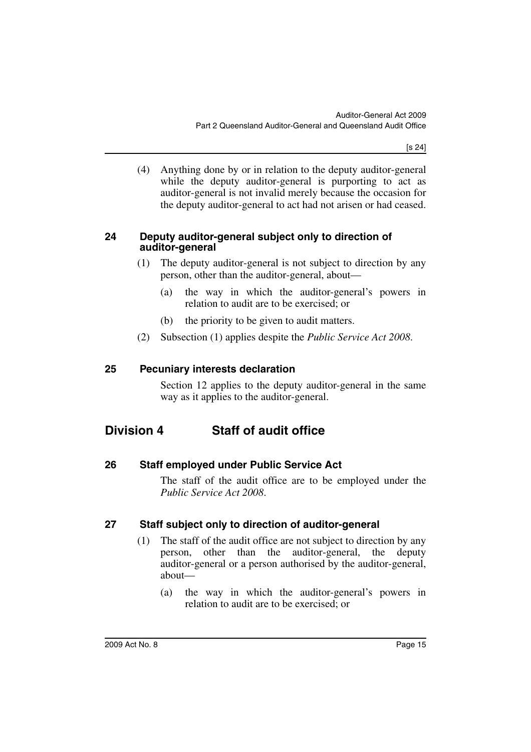(4) Anything done by or in relation to the deputy auditor-general while the deputy auditor-general is purporting to act as auditor-general is not invalid merely because the occasion for the deputy auditor-general to act had not arisen or had ceased.

### 24 Deputy auditor-general subject only to direction of auditor-general

(1) The deputy auditor-general is not subject to direction by any person, other than the auditor-general, about—

(a) the way in which the auditor-general's powers in relation to audit are to be exercised; or

(b) the priority to be given to audit matters.

(2) Subsection (1) applies despite the *Public Service Act 2008*.

### 25 Pecuniary interests declaration

Section 12 applies to the deputy auditor-general in the same way as it applies to the auditor-general.

## Division 4 Staff of audit office

### 26 Staff employed under Public Service Act

The staff of the audit office are to be employed under the *Public Service Act 2008*.

### 27 Staff subject only to direction of auditor-general

(1) The staff of the audit office are not subject to direction by any person, other than the auditor-general, the deputy auditor-general or a person authorised by the auditor-general, about—

(a) the way in which the auditor-general's powers in relation to audit are to be exercised; or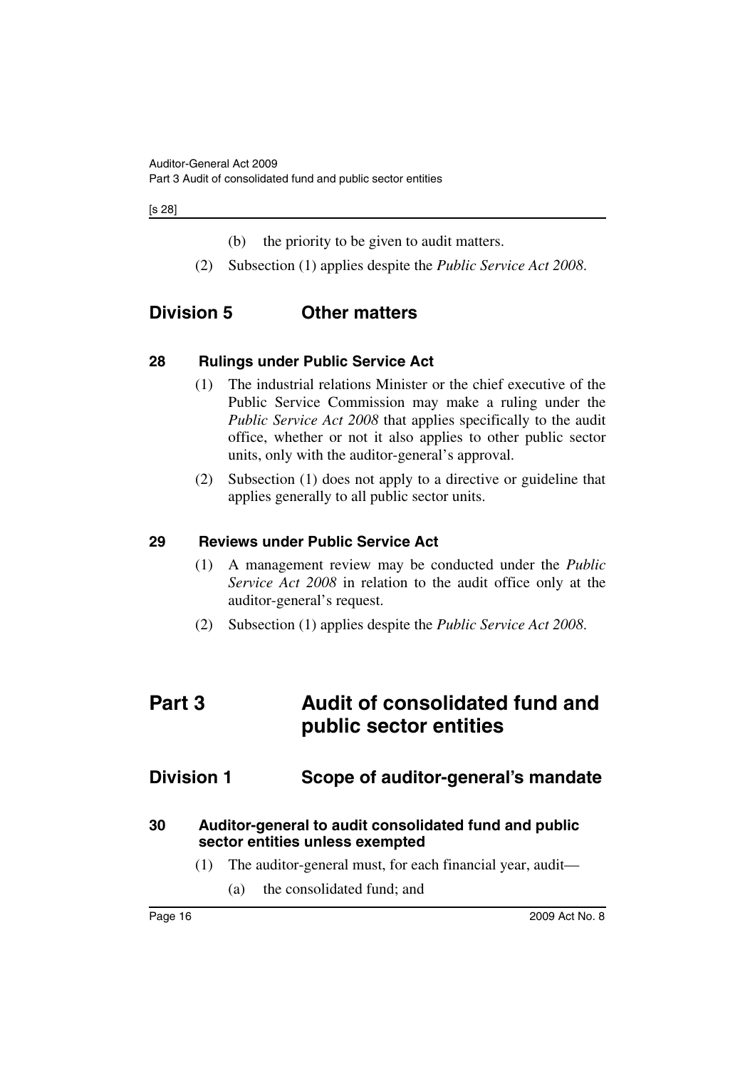(b) the priority to be given to audit matters.

(2) Subsection (1) applies despite the *Public Service Act 2008*.

## Division 5 Other matters

### 28 Rulings under Public Service Act

(1) The industrial relations Minister or the chief executive of the Public Service Commission may make a ruling under the *Public Service Act 2008* that applies specifically to the audit office, whether or not it also applies to other public sector units, only with the auditor-general's approval.

(2) Subsection (1) does not apply to a directive or guideline that applies generally to all public sector units.

### 29 Reviews under Public Service Act

(1) A management review may be conducted under the *Public Service Act 2008* in relation to the audit office only at the auditor-general's request.

(2) Subsection (1) applies despite the *Public Service Act 2008*.

# Part 3 Audit of consolidated fund and public sector entities

## Division 1 Scope of auditor-general's mandate

### 30 Auditor-general to audit consolidated fund and public sector entities unless exempted

(1) The auditor-general must, for each financial year, audit—

(a) the consolidated fund; and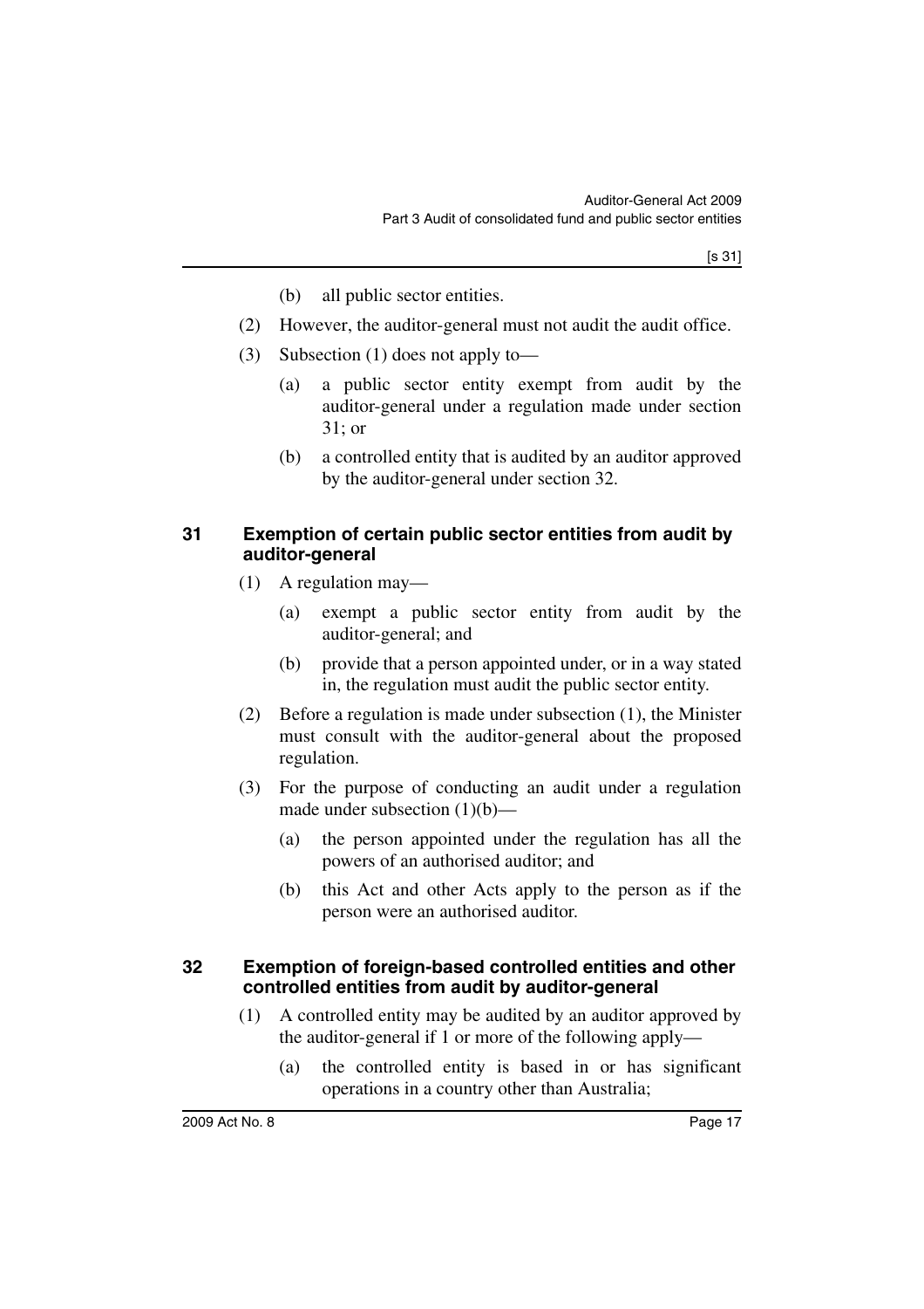(b) all public sector entities.

(2) However, the auditor-general must not audit the audit office.

(3) Subsection (1) does not apply to—

(a) a public sector entity exempt from audit by the auditor-general under a regulation made under section 31; or

(b) a controlled entity that is audited by an auditor approved by the auditor-general under section 32.

### 31 Exemption of certain public sector entities from audit by auditor-general

(1) A regulation may—

(a) exempt a public sector entity from audit by the auditor-general; and

(b) provide that a person appointed under, or in a way stated in, the regulation must audit the public sector entity.

(2) Before a regulation is made under subsection (1), the Minister must consult with the auditor-general about the proposed regulation.

(3) For the purpose of conducting an audit under a regulation made under subsection (1)(b)—

(a) the person appointed under the regulation has all the powers of an authorised auditor; and

(b) this Act and other Acts apply to the person as if the person were an authorised auditor.

### 32 Exemption of foreign-based controlled entities and other controlled entities from audit by auditor-general

(1) A controlled entity may be audited by an auditor approved by the auditor-general if 1 or more of the following apply—

(a) the controlled entity is based in or has significant operations in a country other than Australia;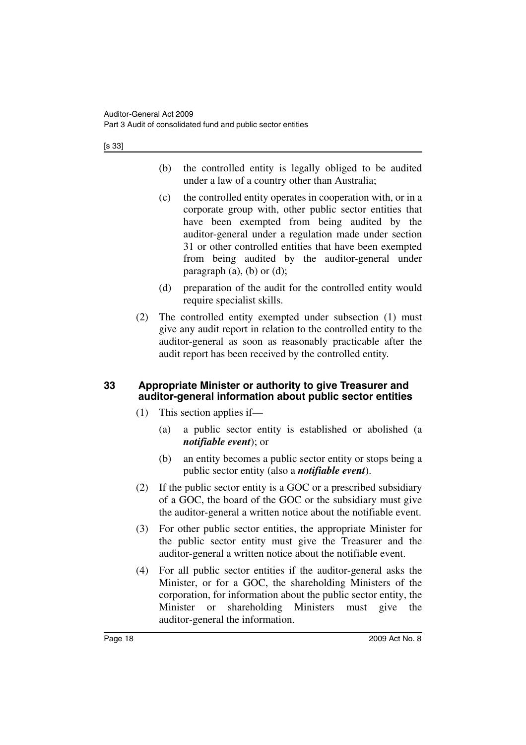(b) the controlled entity is legally obliged to be audited under a law of a country other than Australia;

(c) the controlled entity operates in cooperation with, or in a corporate group with, other public sector entities that have been exempted from being audited by the auditor-general under a regulation made under section 31 or other controlled entities that have been exempted from being audited by the auditor-general under paragraph (a), (b) or (d);

(d) preparation of the audit for the controlled entity would require specialist skills.

(2) The controlled entity exempted under subsection (1) must give any audit report in relation to the controlled entity to the auditor-general as soon as reasonably practicable after the audit report has been received by the controlled entity.

### 33 Appropriate Minister or authority to give Treasurer and auditor-general information about public sector entities

(1) This section applies if—

(a) a public sector entity is established or abolished (a ***notifiable event***); or

(b) an entity becomes a public sector entity or stops being a public sector entity (also a ***notifiable event***).

(2) If the public sector entity is a GOC or a prescribed subsidiary of a GOC, the board of the GOC or the subsidiary must give the auditor-general a written notice about the notifiable event.

(3) For other public sector entities, the appropriate Minister for the public sector entity must give the Treasurer and the auditor-general a written notice about the notifiable event.

(4) For all public sector entities if the auditor-general asks the Minister, or for a GOC, the shareholding Ministers of the corporation, for information about the public sector entity, the Minister or shareholding Ministers must give the auditor-general the information.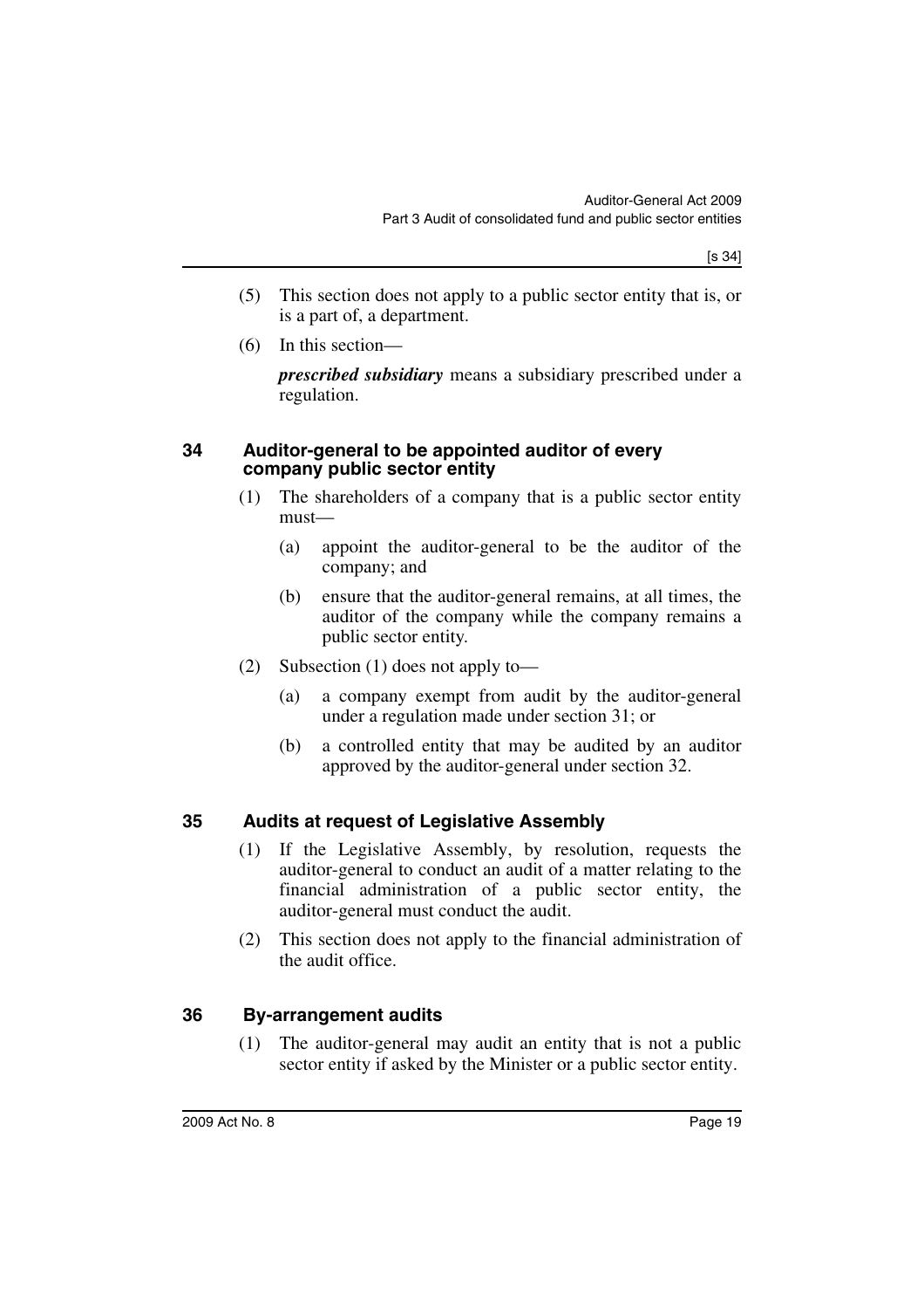(5) This section does not apply to a public sector entity that is, or is a part of, a department.

(6) In this section—

***prescribed subsidiary*** means a subsidiary prescribed under a regulation.

## 34 Auditor-general to be appointed auditor of every company public sector entity

(1) The shareholders of a company that is a public sector entity must—

(a) appoint the auditor-general to be the auditor of the company; and

(b) ensure that the auditor-general remains, at all times, the auditor of the company while the company remains a public sector entity.

(2) Subsection (1) does not apply to—

(a) a company exempt from audit by the auditor-general under a regulation made under section 31; or

(b) a controlled entity that may be audited by an auditor approved by the auditor-general under section 32.

## 35 Audits at request of Legislative Assembly

(1) If the Legislative Assembly, by resolution, requests the auditor-general to conduct an audit of a matter relating to the financial administration of a public sector entity, the auditor-general must conduct the audit.

(2) This section does not apply to the financial administration of the audit office.

## 36 By-arrangement audits

(1) The auditor-general may audit an entity that is not a public sector entity if asked by the Minister or a public sector entity.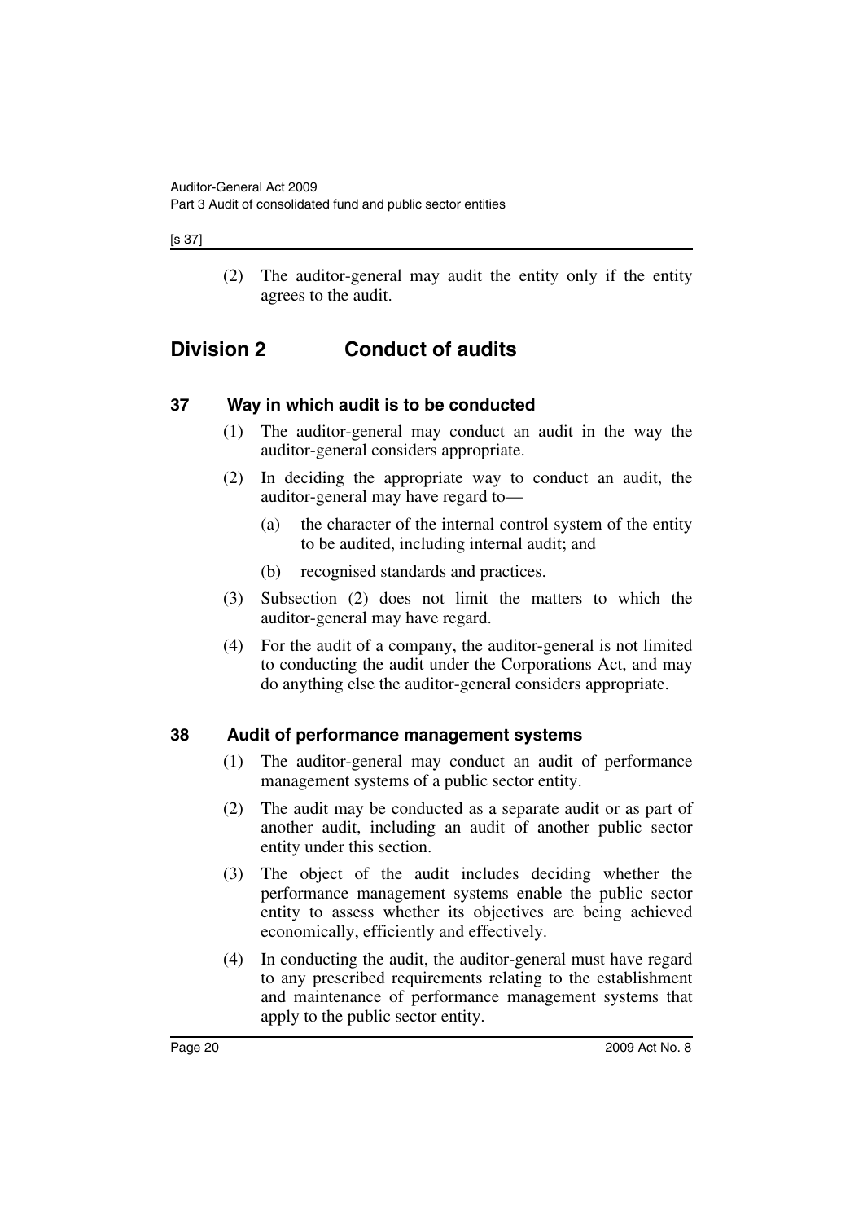(2) The auditor-general may audit the entity only if the entity agrees to the audit.

## Division 2 Conduct of audits

### 37 Way in which audit is to be conducted

(1) The auditor-general may conduct an audit in the way the auditor-general considers appropriate.

(2) In deciding the appropriate way to conduct an audit, the auditor-general may have regard to—

(a) the character of the internal control system of the entity to be audited, including internal audit; and

(b) recognised standards and practices.

(3) Subsection (2) does not limit the matters to which the auditor-general may have regard.

(4) For the audit of a company, the auditor-general is not limited to conducting the audit under the Corporations Act, and may do anything else the auditor-general considers appropriate.

### 38 Audit of performance management systems

(1) The auditor-general may conduct an audit of performance management systems of a public sector entity.

(2) The audit may be conducted as a separate audit or as part of another audit, including an audit of another public sector entity under this section.

(3) The object of the audit includes deciding whether the performance management systems enable the public sector entity to assess whether its objectives are being achieved economically, efficiently and effectively.

(4) In conducting the audit, the auditor-general must have regard to any prescribed requirements relating to the establishment and maintenance of performance management systems that apply to the public sector entity.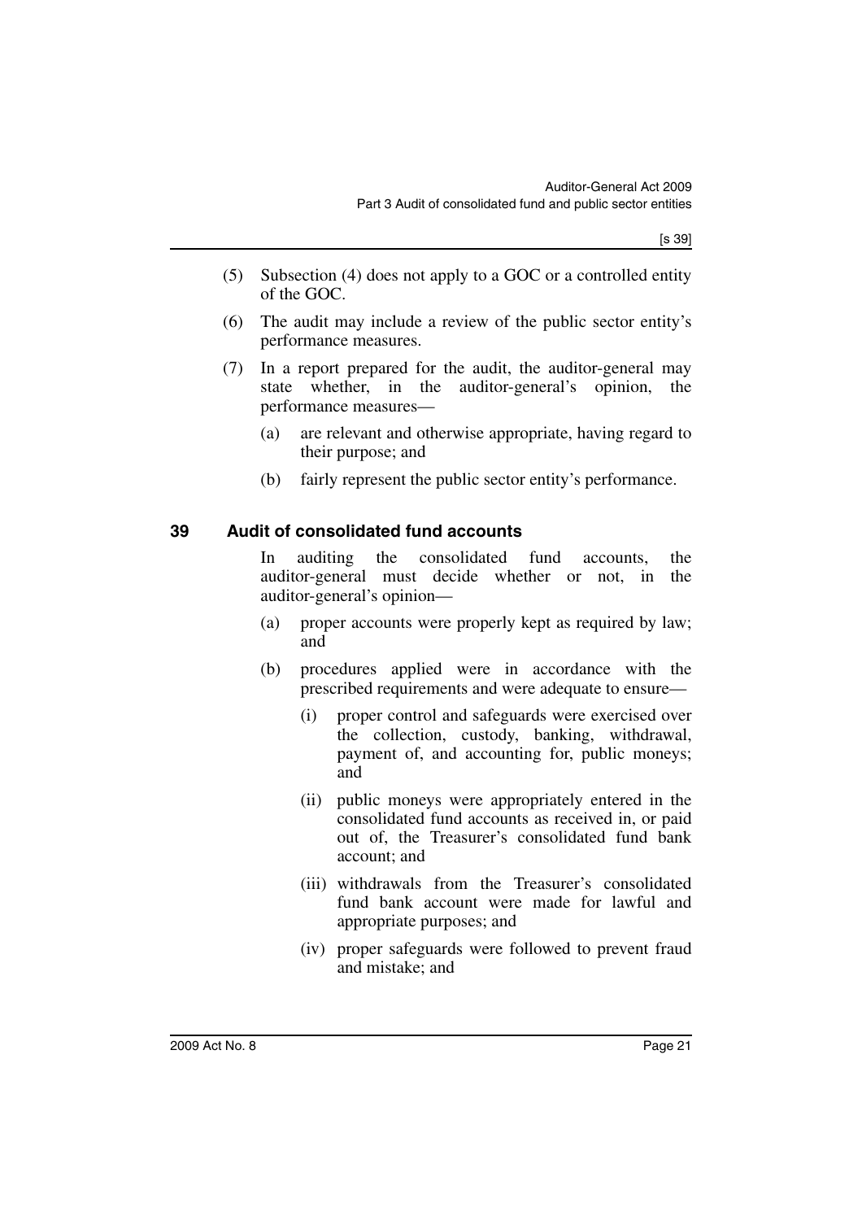(5) Subsection (4) does not apply to a GOC or a controlled entity of the GOC.

(6) The audit may include a review of the public sector entity's performance measures.

(7) In a report prepared for the audit, the auditor-general may state whether, in the auditor-general's opinion, the performance measures—

(a) are relevant and otherwise appropriate, having regard to their purpose; and

(b) fairly represent the public sector entity's performance.

## 39 Audit of consolidated fund accounts

In auditing the consolidated fund accounts, the auditor-general must decide whether or not, in the auditor-general's opinion—

(a) proper accounts were properly kept as required by law; and

(b) procedures applied were in accordance with the prescribed requirements and were adequate to ensure—

(i) proper control and safeguards were exercised over the collection, custody, banking, withdrawal, payment of, and accounting for, public moneys; and

(ii) public moneys were appropriately entered in the consolidated fund accounts as received in, or paid out of, the Treasurer's consolidated fund bank account; and

(iii) withdrawals from the Treasurer's consolidated fund bank account were made for lawful and appropriate purposes; and

(iv) proper safeguards were followed to prevent fraud and mistake; and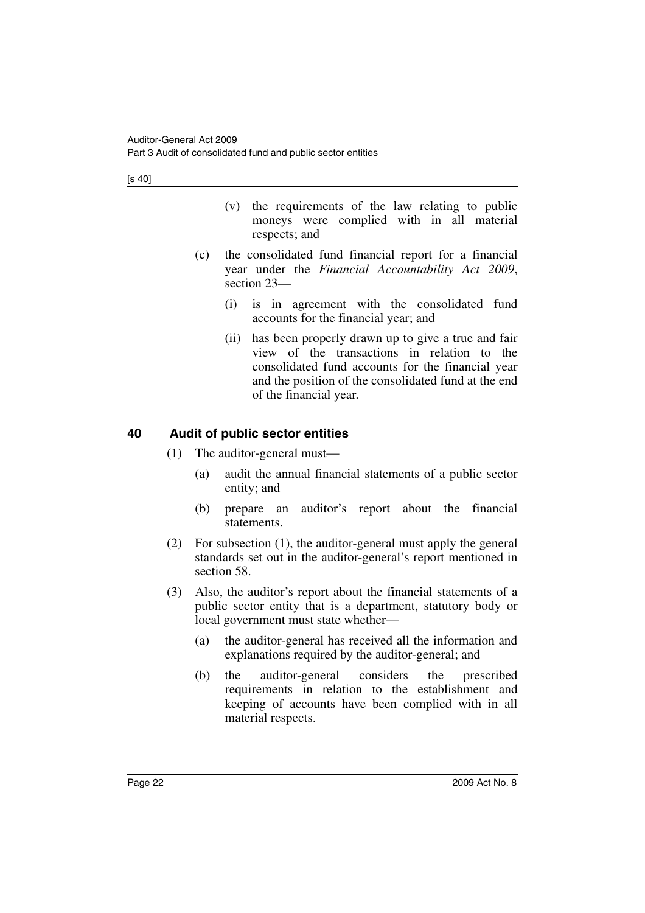(v) the requirements of the law relating to public moneys were complied with in all material respects; and

(c) the consolidated fund financial report for a financial year under the *Financial Accountability Act 2009*, section 23—

(i) is in agreement with the consolidated fund accounts for the financial year; and

(ii) has been properly drawn up to give a true and fair view of the transactions in relation to the consolidated fund accounts for the financial year and the position of the consolidated fund at the end of the financial year.

## 40 Audit of public sector entities

(1) The auditor-general must—

(a) audit the annual financial statements of a public sector entity; and

(b) prepare an auditor's report about the financial statements.

(2) For subsection (1), the auditor-general must apply the general standards set out in the auditor-general's report mentioned in section 58.

(3) Also, the auditor's report about the financial statements of a public sector entity that is a department, statutory body or local government must state whether—

(a) the auditor-general has received all the information and explanations required by the auditor-general; and

(b) the auditor-general considers the prescribed requirements in relation to the establishment and keeping of accounts have been complied with in all material respects.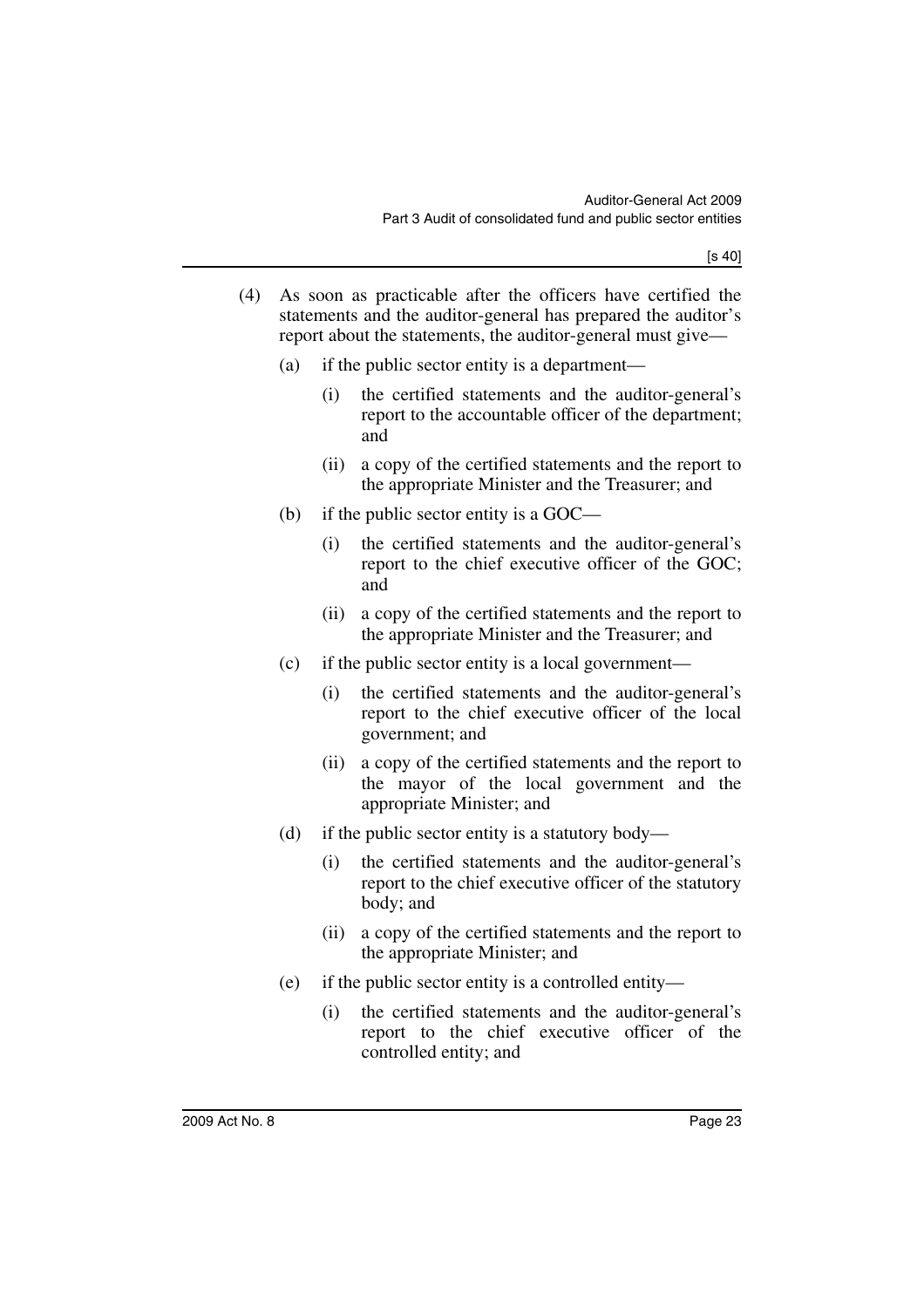(4) As soon as practicable after the officers have certified the statements and the auditor-general has prepared the auditor's report about the statements, the auditor-general must give—

   (a) if the public sector entity is a department—

      (i) the certified statements and the auditor-general's report to the accountable officer of the department; and

      (ii) a copy of the certified statements and the report to the appropriate Minister and the Treasurer; and

   (b) if the public sector entity is a GOC—

      (i) the certified statements and the auditor-general's report to the chief executive officer of the GOC; and

      (ii) a copy of the certified statements and the report to the appropriate Minister and the Treasurer; and

   (c) if the public sector entity is a local government—

      (i) the certified statements and the auditor-general's report to the chief executive officer of the local government; and

      (ii) a copy of the certified statements and the report to the mayor of the local government and the appropriate Minister; and

   (d) if the public sector entity is a statutory body—

      (i) the certified statements and the auditor-general's report to the chief executive officer of the statutory body; and

      (ii) a copy of the certified statements and the report to the appropriate Minister; and

   (e) if the public sector entity is a controlled entity—

      (i) the certified statements and the auditor-general's report to the chief executive officer of the controlled entity; and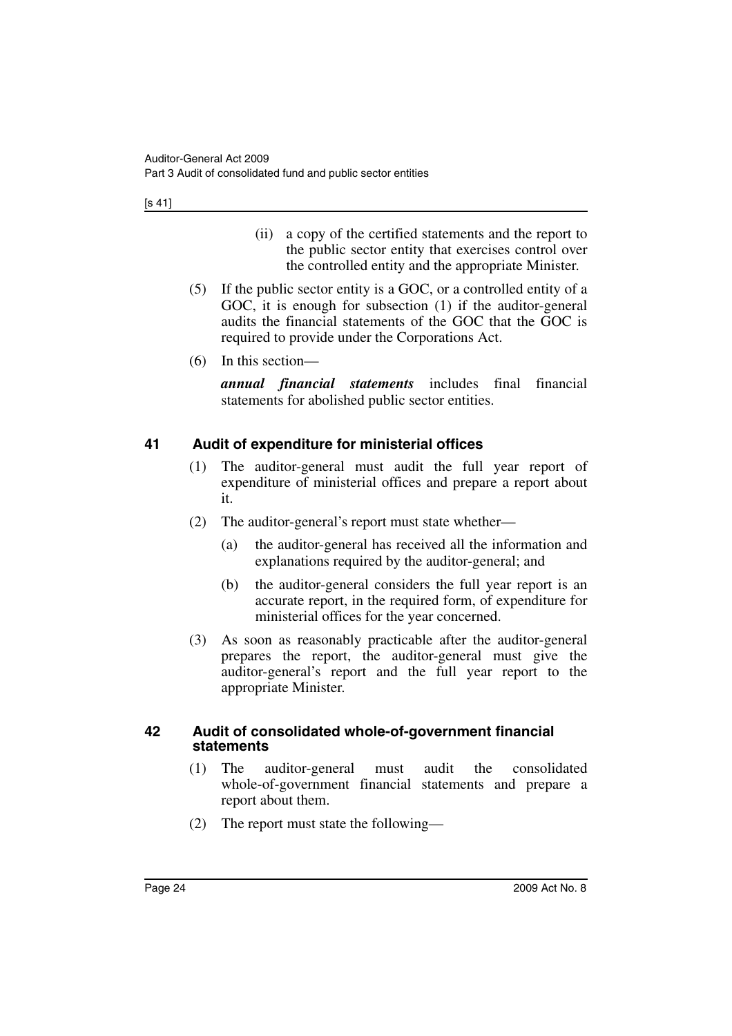(ii) a copy of the certified statements and the report to the public sector entity that exercises control over the controlled entity and the appropriate Minister.

(5) If the public sector entity is a GOC, or a controlled entity of a GOC, it is enough for subsection (1) if the auditor-general audits the financial statements of the GOC that the GOC is required to provide under the Corporations Act.

(6) In this section—

***annual financial statements*** includes final financial statements for abolished public sector entities.

## 41 Audit of expenditure for ministerial offices

(1) The auditor-general must audit the full year report of expenditure of ministerial offices and prepare a report about it.

(2) The auditor-general's report must state whether—

(a) the auditor-general has received all the information and explanations required by the auditor-general; and

(b) the auditor-general considers the full year report is an accurate report, in the required form, of expenditure for ministerial offices for the year concerned.

(3) As soon as reasonably practicable after the auditor-general prepares the report, the auditor-general must give the auditor-general's report and the full year report to the appropriate Minister.

## 42 Audit of consolidated whole-of-government financial statements

(1) The auditor-general must audit the consolidated whole-of-government financial statements and prepare a report about them.

(2) The report must state the following—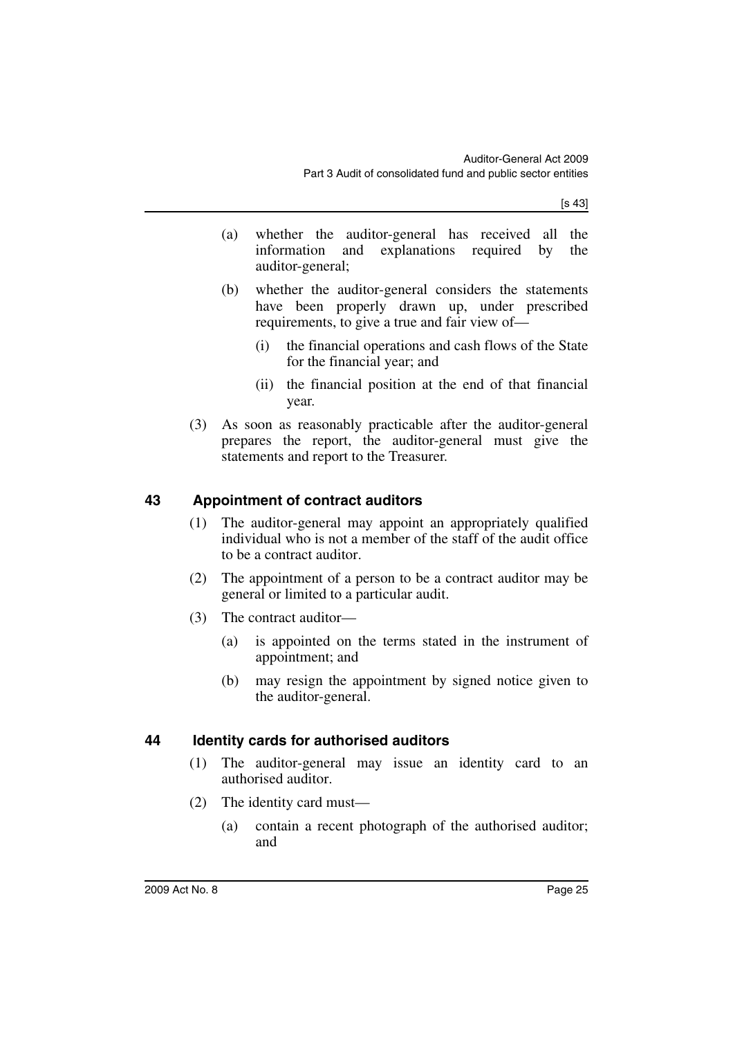(a) whether the auditor-general has received all the information and explanations required by the auditor-general;

(b) whether the auditor-general considers the statements have been properly drawn up, under prescribed requirements, to give a true and fair view of—

(i) the financial operations and cash flows of the State for the financial year; and

(ii) the financial position at the end of that financial year.

(3) As soon as reasonably practicable after the auditor-general prepares the report, the auditor-general must give the statements and report to the Treasurer.

## 43 Appointment of contract auditors

(1) The auditor-general may appoint an appropriately qualified individual who is not a member of the staff of the audit office to be a contract auditor.

(2) The appointment of a person to be a contract auditor may be general or limited to a particular audit.

(3) The contract auditor—

(a) is appointed on the terms stated in the instrument of appointment; and

(b) may resign the appointment by signed notice given to the auditor-general.

## 44 Identity cards for authorised auditors

(1) The auditor-general may issue an identity card to an authorised auditor.

(2) The identity card must—

(a) contain a recent photograph of the authorised auditor; and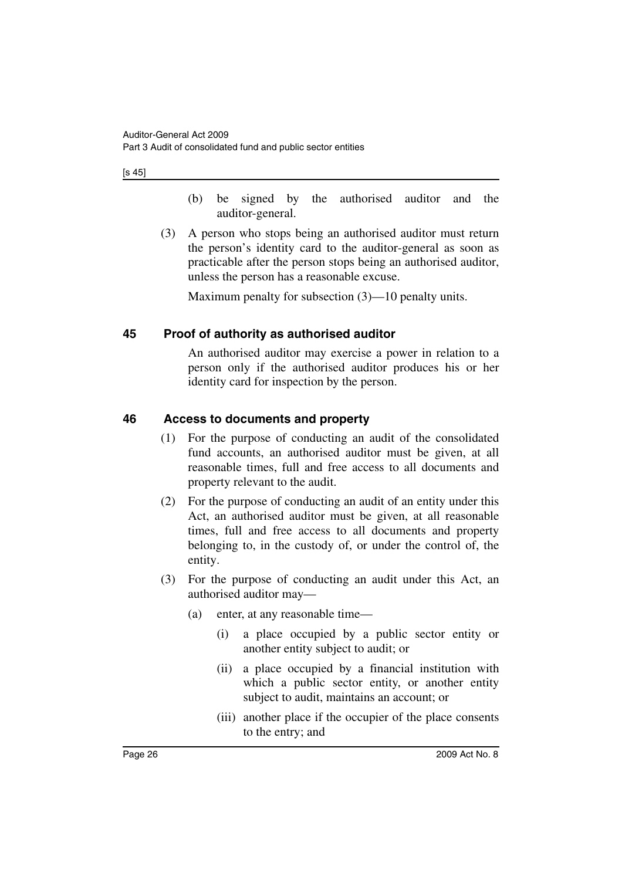(b) be signed by the authorised auditor and the auditor-general.

(3) A person who stops being an authorised auditor must return the person's identity card to the auditor-general as soon as practicable after the person stops being an authorised auditor, unless the person has a reasonable excuse.

Maximum penalty for subsection (3)—10 penalty units.

### 45 Proof of authority as authorised auditor

An authorised auditor may exercise a power in relation to a person only if the authorised auditor produces his or her identity card for inspection by the person.

### 46 Access to documents and property

(1) For the purpose of conducting an audit of the consolidated fund accounts, an authorised auditor must be given, at all reasonable times, full and free access to all documents and property relevant to the audit.

(2) For the purpose of conducting an audit of an entity under this Act, an authorised auditor must be given, at all reasonable times, full and free access to all documents and property belonging to, in the custody of, or under the control of, the entity.

(3) For the purpose of conducting an audit under this Act, an authorised auditor may—

(a) enter, at any reasonable time—

(i) a place occupied by a public sector entity or another entity subject to audit; or

(ii) a place occupied by a financial institution with which a public sector entity, or another entity subject to audit, maintains an account; or

(iii) another place if the occupier of the place consents to the entry; and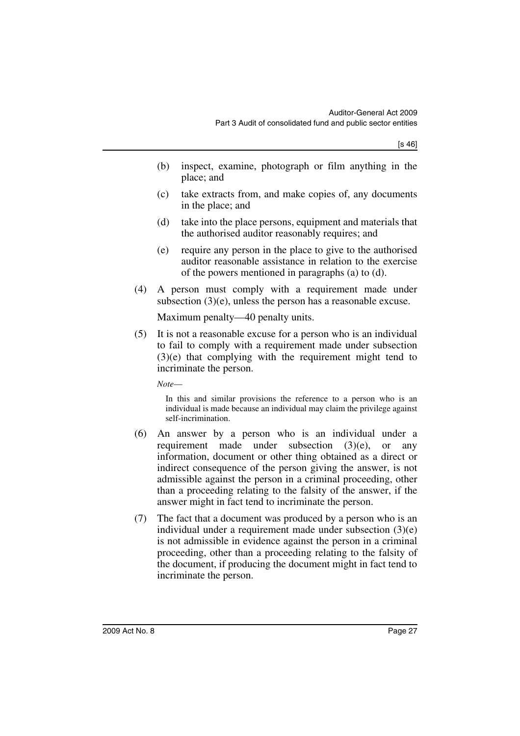(b) inspect, examine, photograph or film anything in the place; and

(c) take extracts from, and make copies of, any documents in the place; and

(d) take into the place persons, equipment and materials that the authorised auditor reasonably requires; and

(e) require any person in the place to give to the authorised auditor reasonable assistance in relation to the exercise of the powers mentioned in paragraphs (a) to (d).

(4) A person must comply with a requirement made under subsection (3)(e), unless the person has a reasonable excuse.

Maximum penalty—40 penalty units.

(5) It is not a reasonable excuse for a person who is an individual to fail to comply with a requirement made under subsection (3)(e) that complying with the requirement might tend to incriminate the person.

*Note*—

In this and similar provisions the reference to a person who is an individual is made because an individual may claim the privilege against self-incrimination.

(6) An answer by a person who is an individual under a requirement made under subsection (3)(e), or any information, document or other thing obtained as a direct or indirect consequence of the person giving the answer, is not admissible against the person in a criminal proceeding, other than a proceeding relating to the falsity of the answer, if the answer might in fact tend to incriminate the person.

(7) The fact that a document was produced by a person who is an individual under a requirement made under subsection (3)(e) is not admissible in evidence against the person in a criminal proceeding, other than a proceeding relating to the falsity of the document, if producing the document might in fact tend to incriminate the person.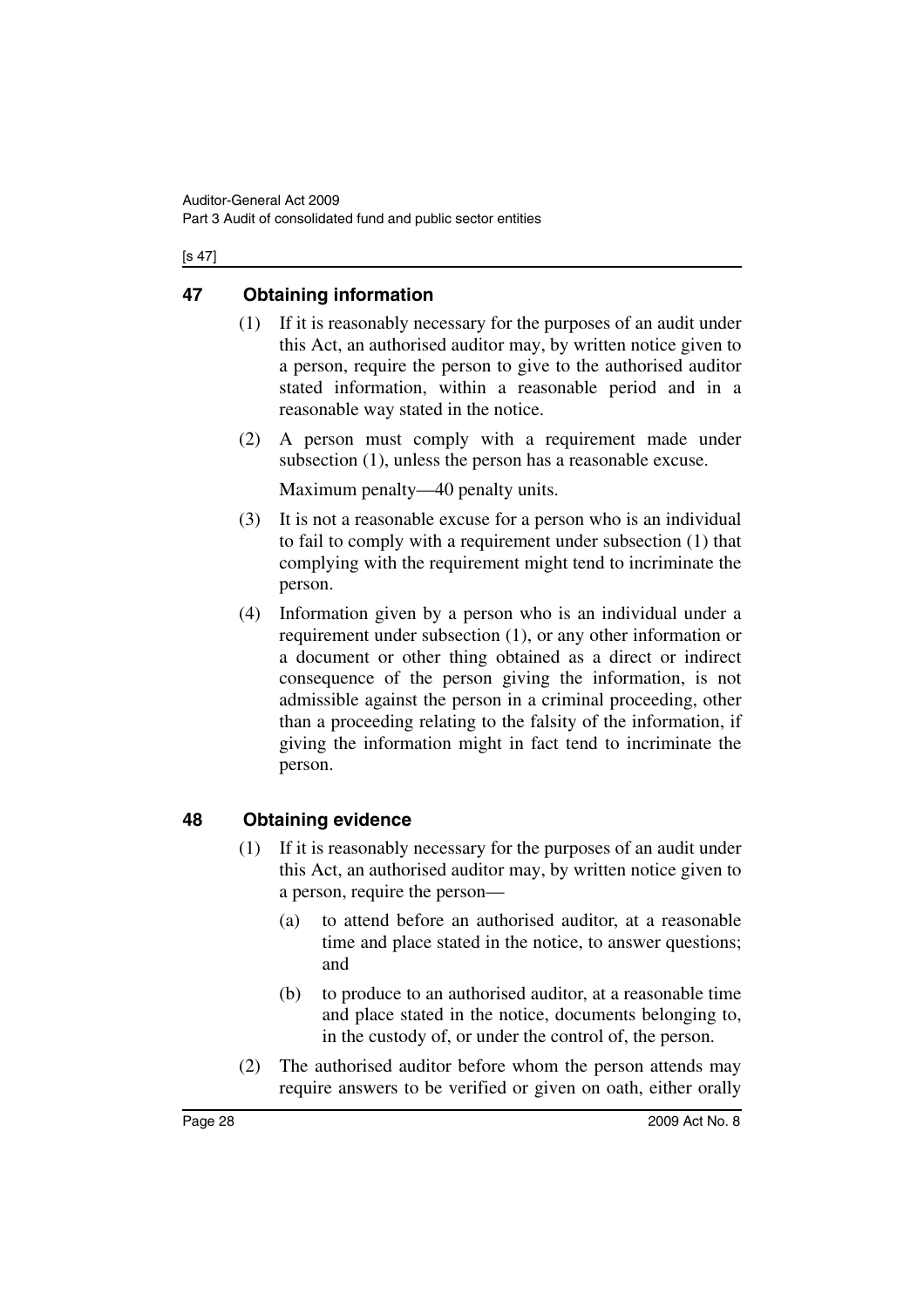## 47 Obtaining information

(1) If it is reasonably necessary for the purposes of an audit under this Act, an authorised auditor may, by written notice given to a person, require the person to give to the authorised auditor stated information, within a reasonable period and in a reasonable way stated in the notice.

(2) A person must comply with a requirement made under subsection (1), unless the person has a reasonable excuse.

Maximum penalty—40 penalty units.

(3) It is not a reasonable excuse for a person who is an individual to fail to comply with a requirement under subsection (1) that complying with the requirement might tend to incriminate the person.

(4) Information given by a person who is an individual under a requirement under subsection (1), or any other information or a document or other thing obtained as a direct or indirect consequence of the person giving the information, is not admissible against the person in a criminal proceeding, other than a proceeding relating to the falsity of the information, if giving the information might in fact tend to incriminate the person.

## 48 Obtaining evidence

(1) If it is reasonably necessary for the purposes of an audit under this Act, an authorised auditor may, by written notice given to a person, require the person—

(a) to attend before an authorised auditor, at a reasonable time and place stated in the notice, to answer questions; and

(b) to produce to an authorised auditor, at a reasonable time and place stated in the notice, documents belonging to, in the custody of, or under the control of, the person.

(2) The authorised auditor before whom the person attends may require answers to be verified or given on oath, either orally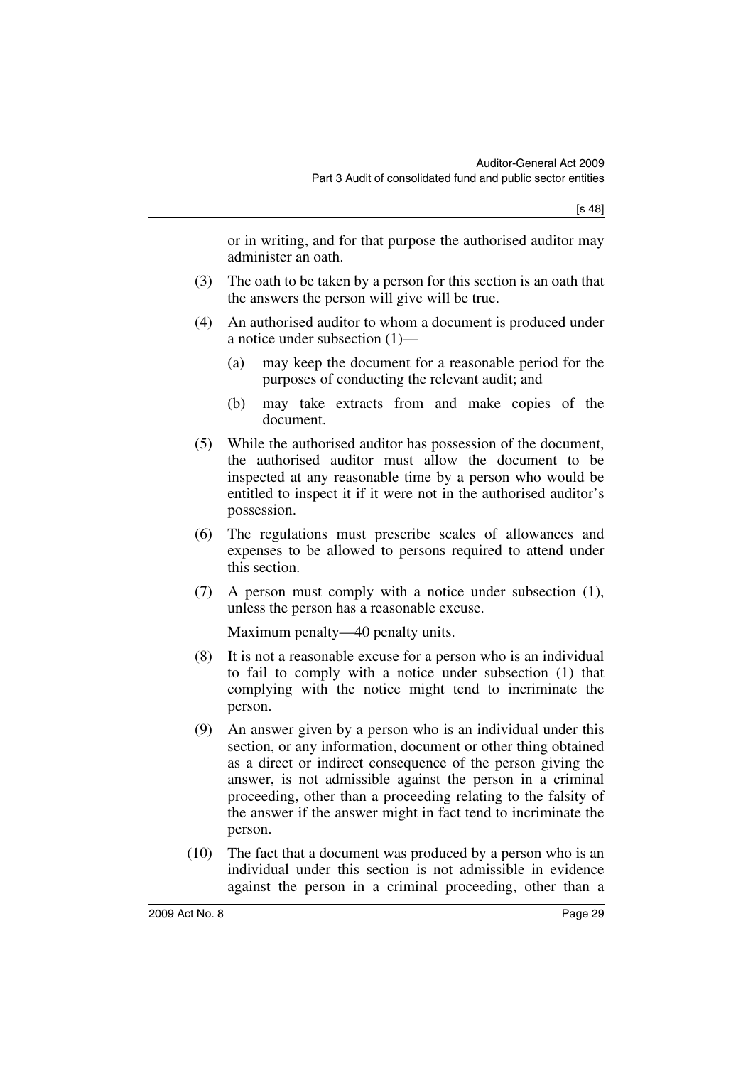or in writing, and for that purpose the authorised auditor may administer an oath.

(3) The oath to be taken by a person for this section is an oath that the answers the person will give will be true.

(4) An authorised auditor to whom a document is produced under a notice under subsection (1)—

(a) may keep the document for a reasonable period for the purposes of conducting the relevant audit; and

(b) may take extracts from and make copies of the document.

(5) While the authorised auditor has possession of the document, the authorised auditor must allow the document to be inspected at any reasonable time by a person who would be entitled to inspect it if it were not in the authorised auditor's possession.

(6) The regulations must prescribe scales of allowances and expenses to be allowed to persons required to attend under this section.

(7) A person must comply with a notice under subsection (1), unless the person has a reasonable excuse.

Maximum penalty—40 penalty units.

(8) It is not a reasonable excuse for a person who is an individual to fail to comply with a notice under subsection (1) that complying with the notice might tend to incriminate the person.

(9) An answer given by a person who is an individual under this section, or any information, document or other thing obtained as a direct or indirect consequence of the person giving the answer, is not admissible against the person in a criminal proceeding, other than a proceeding relating to the falsity of the answer if the answer might in fact tend to incriminate the person.

(10) The fact that a document was produced by a person who is an individual under this section is not admissible in evidence against the person in a criminal proceeding, other than a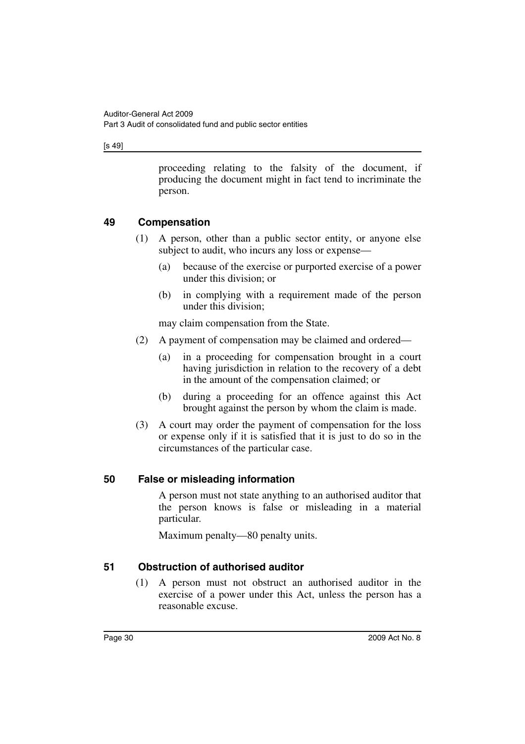proceeding relating to the falsity of the document, if producing the document might in fact tend to incriminate the person.

## 49 Compensation

(1) A person, other than a public sector entity, or anyone else subject to audit, who incurs any loss or expense—

(a) because of the exercise or purported exercise of a power under this division; or

(b) in complying with a requirement made of the person under this division;

may claim compensation from the State.

(2) A payment of compensation may be claimed and ordered—

(a) in a proceeding for compensation brought in a court having jurisdiction in relation to the recovery of a debt in the amount of the compensation claimed; or

(b) during a proceeding for an offence against this Act brought against the person by whom the claim is made.

(3) A court may order the payment of compensation for the loss or expense only if it is satisfied that it is just to do so in the circumstances of the particular case.

## 50 False or misleading information

A person must not state anything to an authorised auditor that the person knows is false or misleading in a material particular.

Maximum penalty—80 penalty units.

## 51 Obstruction of authorised auditor

(1) A person must not obstruct an authorised auditor in the exercise of a power under this Act, unless the person has a reasonable excuse.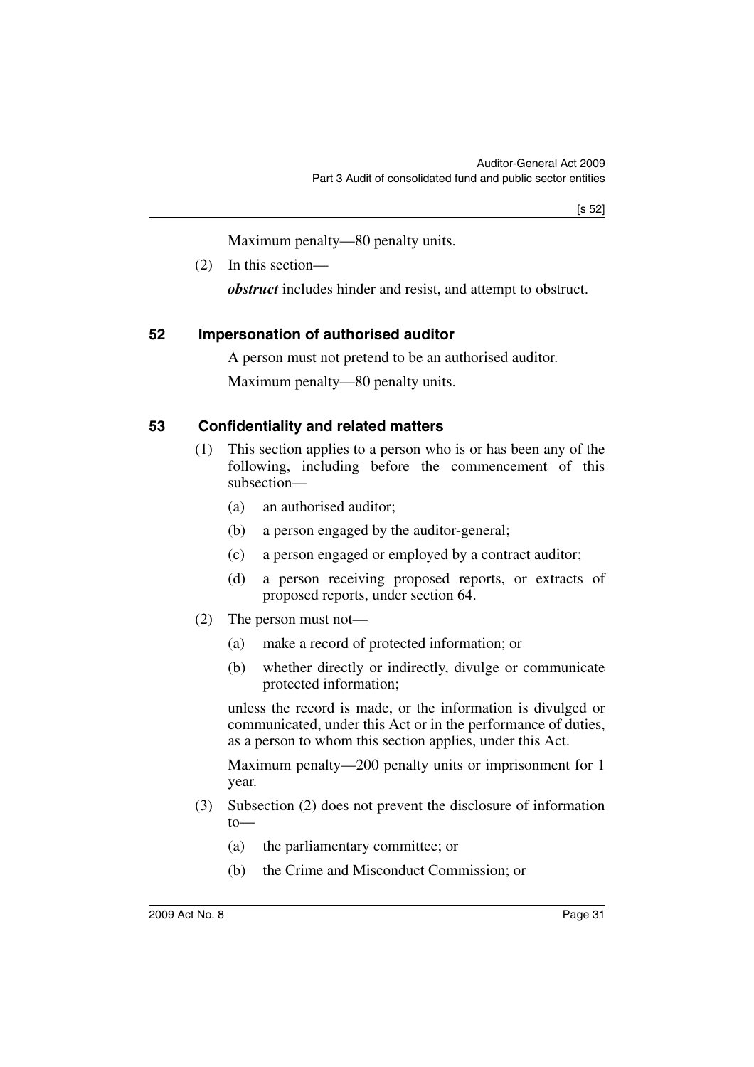Maximum penalty—80 penalty units.

(2) In this section—

***obstruct*** includes hinder and resist, and attempt to obstruct.

### 52 Impersonation of authorised auditor

A person must not pretend to be an authorised auditor.

Maximum penalty—80 penalty units.

### 53 Confidentiality and related matters

(1) This section applies to a person who is or has been any of the following, including before the commencement of this subsection—

(a) an authorised auditor;

(b) a person engaged by the auditor-general;

(c) a person engaged or employed by a contract auditor;

(d) a person receiving proposed reports, or extracts of proposed reports, under section 64.

(2) The person must not—

(a) make a record of protected information; or

(b) whether directly or indirectly, divulge or communicate protected information;

unless the record is made, or the information is divulged or communicated, under this Act or in the performance of duties, as a person to whom this section applies, under this Act.

Maximum penalty—200 penalty units or imprisonment for 1 year.

(3) Subsection (2) does not prevent the disclosure of information to—

(a) the parliamentary committee; or

(b) the Crime and Misconduct Commission; or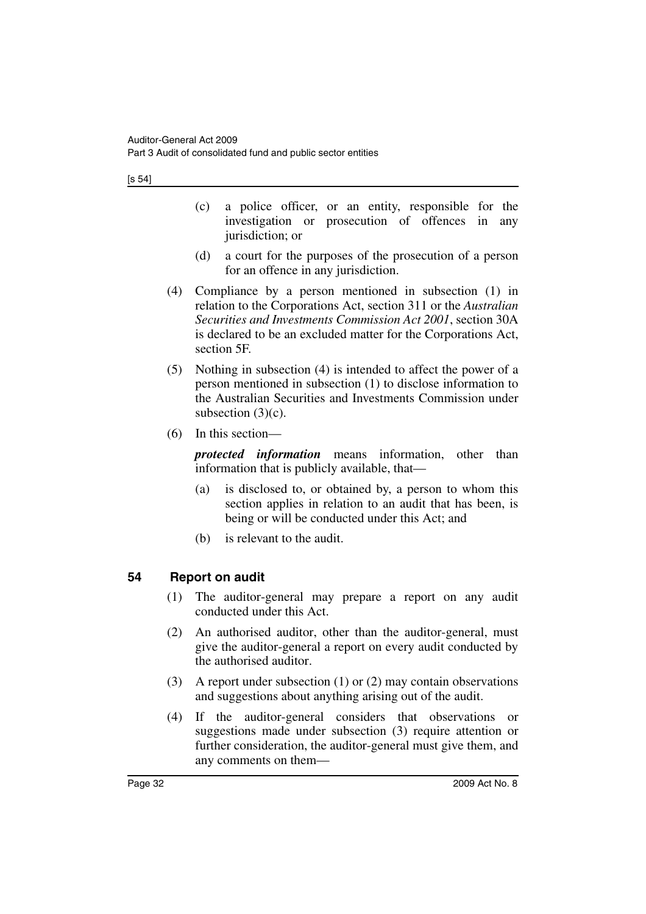(c) a police officer, or an entity, responsible for the investigation or prosecution of offences in any jurisdiction; or

(d) a court for the purposes of the prosecution of a person for an offence in any jurisdiction.

(4) Compliance by a person mentioned in subsection (1) in relation to the Corporations Act, section 311 or the *Australian Securities and Investments Commission Act 2001*, section 30A is declared to be an excluded matter for the Corporations Act, section 5F.

(5) Nothing in subsection (4) is intended to affect the power of a person mentioned in subsection (1) to disclose information to the Australian Securities and Investments Commission under subsection (3)(c).

(6) In this section—

***protected information*** means information, other than information that is publicly available, that—

(a) is disclosed to, or obtained by, a person to whom this section applies in relation to an audit that has been, is being or will be conducted under this Act; and

(b) is relevant to the audit.

## 54 Report on audit

(1) The auditor-general may prepare a report on any audit conducted under this Act.

(2) An authorised auditor, other than the auditor-general, must give the auditor-general a report on every audit conducted by the authorised auditor.

(3) A report under subsection (1) or (2) may contain observations and suggestions about anything arising out of the audit.

(4) If the auditor-general considers that observations or suggestions made under subsection (3) require attention or further consideration, the auditor-general must give them, and any comments on them—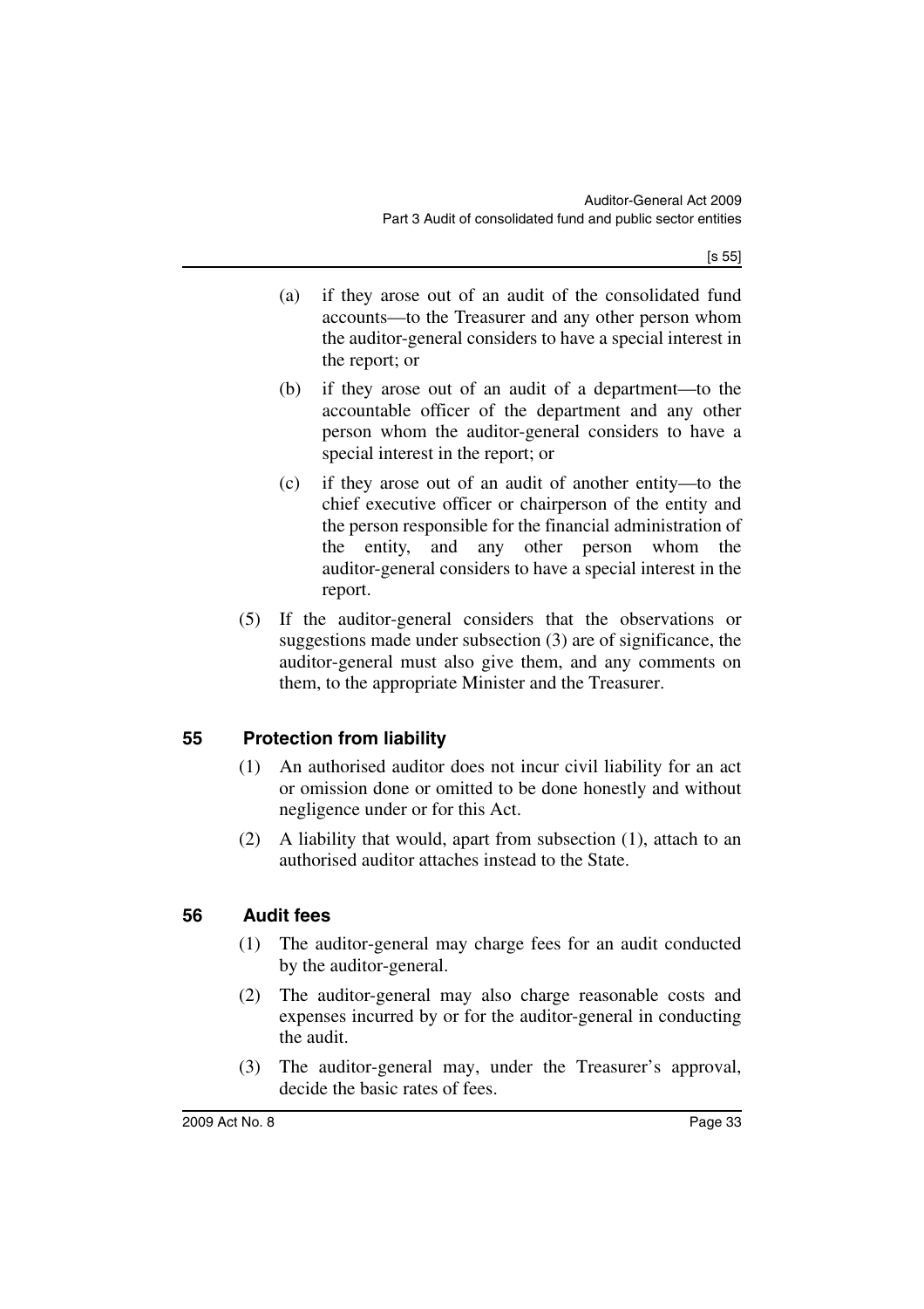(a) if they arose out of an audit of the consolidated fund accounts—to the Treasurer and any other person whom the auditor-general considers to have a special interest in the report; or

(b) if they arose out of an audit of a department—to the accountable officer of the department and any other person whom the auditor-general considers to have a special interest in the report; or

(c) if they arose out of an audit of another entity—to the chief executive officer or chairperson of the entity and the person responsible for the financial administration of the entity, and any other person whom the auditor-general considers to have a special interest in the report.

(5) If the auditor-general considers that the observations or suggestions made under subsection (3) are of significance, the auditor-general must also give them, and any comments on them, to the appropriate Minister and the Treasurer.

## 55 Protection from liability

(1) An authorised auditor does not incur civil liability for an act or omission done or omitted to be done honestly and without negligence under or for this Act.

(2) A liability that would, apart from subsection (1), attach to an authorised auditor attaches instead to the State.

## 56 Audit fees

(1) The auditor-general may charge fees for an audit conducted by the auditor-general.

(2) The auditor-general may also charge reasonable costs and expenses incurred by or for the auditor-general in conducting the audit.

(3) The auditor-general may, under the Treasurer's approval, decide the basic rates of fees.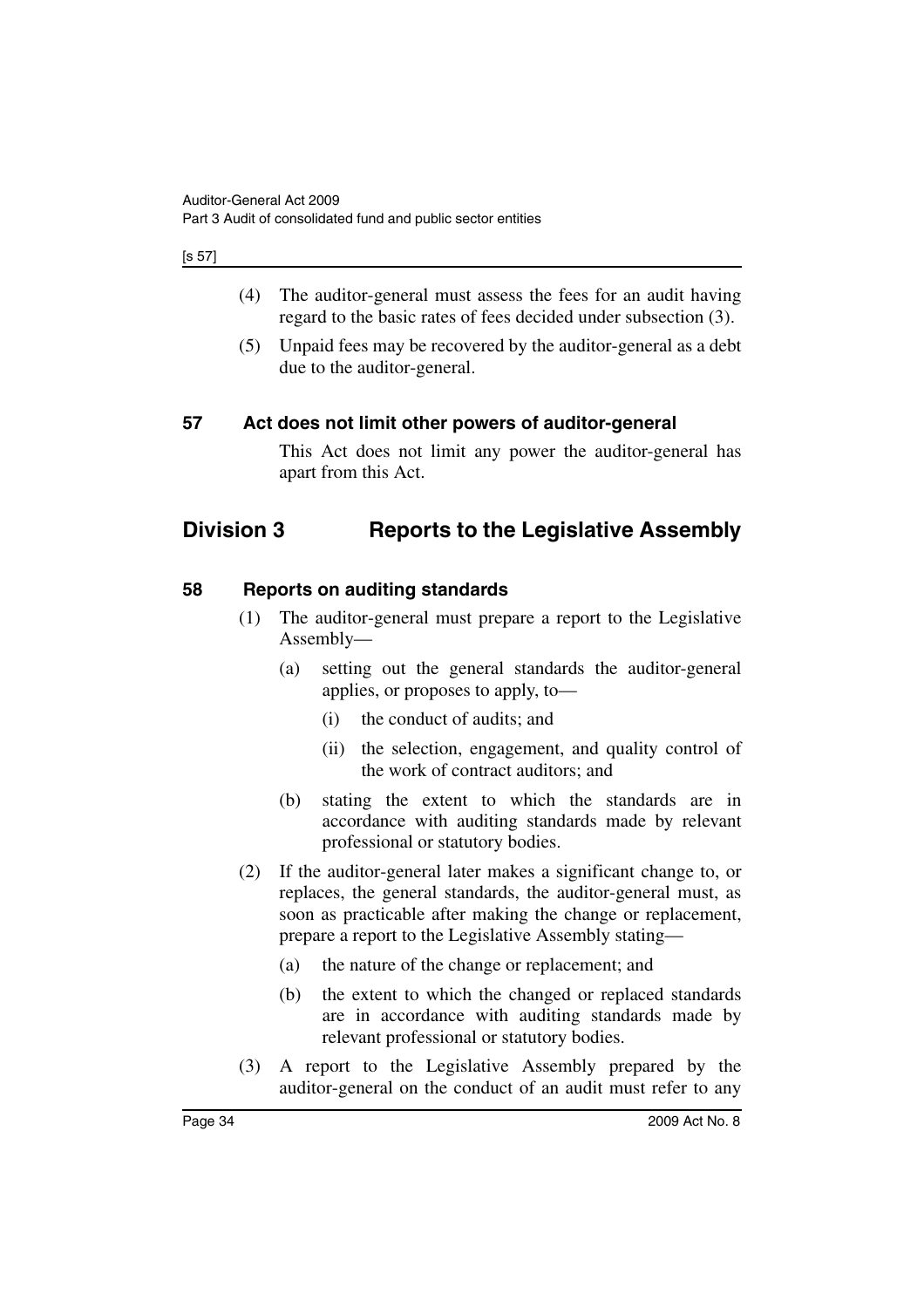(4) The auditor-general must assess the fees for an audit having regard to the basic rates of fees decided under subsection (3).

(5) Unpaid fees may be recovered by the auditor-general as a debt due to the auditor-general.

### 57 Act does not limit other powers of auditor-general

This Act does not limit any power the auditor-general has apart from this Act.

## Division 3 Reports to the Legislative Assembly

### 58 Reports on auditing standards

(1) The auditor-general must prepare a report to the Legislative Assembly—

(a) setting out the general standards the auditor-general applies, or proposes to apply, to—

(i) the conduct of audits; and

(ii) the selection, engagement, and quality control of the work of contract auditors; and

(b) stating the extent to which the standards are in accordance with auditing standards made by relevant professional or statutory bodies.

(2) If the auditor-general later makes a significant change to, or replaces, the general standards, the auditor-general must, as soon as practicable after making the change or replacement, prepare a report to the Legislative Assembly stating—

(a) the nature of the change or replacement; and

(b) the extent to which the changed or replaced standards are in accordance with auditing standards made by relevant professional or statutory bodies.

(3) A report to the Legislative Assembly prepared by the auditor-general on the conduct of an audit must refer to any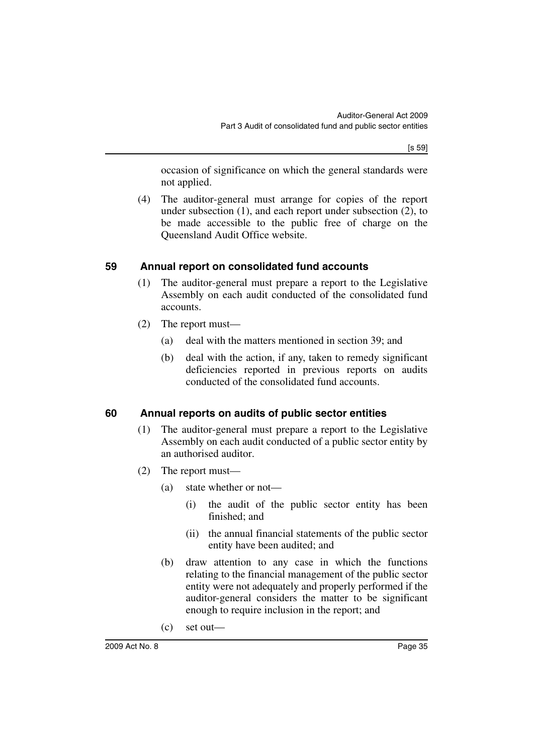occasion of significance on which the general standards were not applied.

(4) The auditor-general must arrange for copies of the report under subsection (1), and each report under subsection (2), to be made accessible to the public free of charge on the Queensland Audit Office website.

## 59 Annual report on consolidated fund accounts

(1) The auditor-general must prepare a report to the Legislative Assembly on each audit conducted of the consolidated fund accounts.

(2) The report must—

(a) deal with the matters mentioned in section 39; and

(b) deal with the action, if any, taken to remedy significant deficiencies reported in previous reports on audits conducted of the consolidated fund accounts.

## 60 Annual reports on audits of public sector entities

(1) The auditor-general must prepare a report to the Legislative Assembly on each audit conducted of a public sector entity by an authorised auditor.

(2) The report must—

(a) state whether or not—

(i) the audit of the public sector entity has been finished; and

(ii) the annual financial statements of the public sector entity have been audited; and

(b) draw attention to any case in which the functions relating to the financial management of the public sector entity were not adequately and properly performed if the auditor-general considers the matter to be significant enough to require inclusion in the report; and

(c) set out—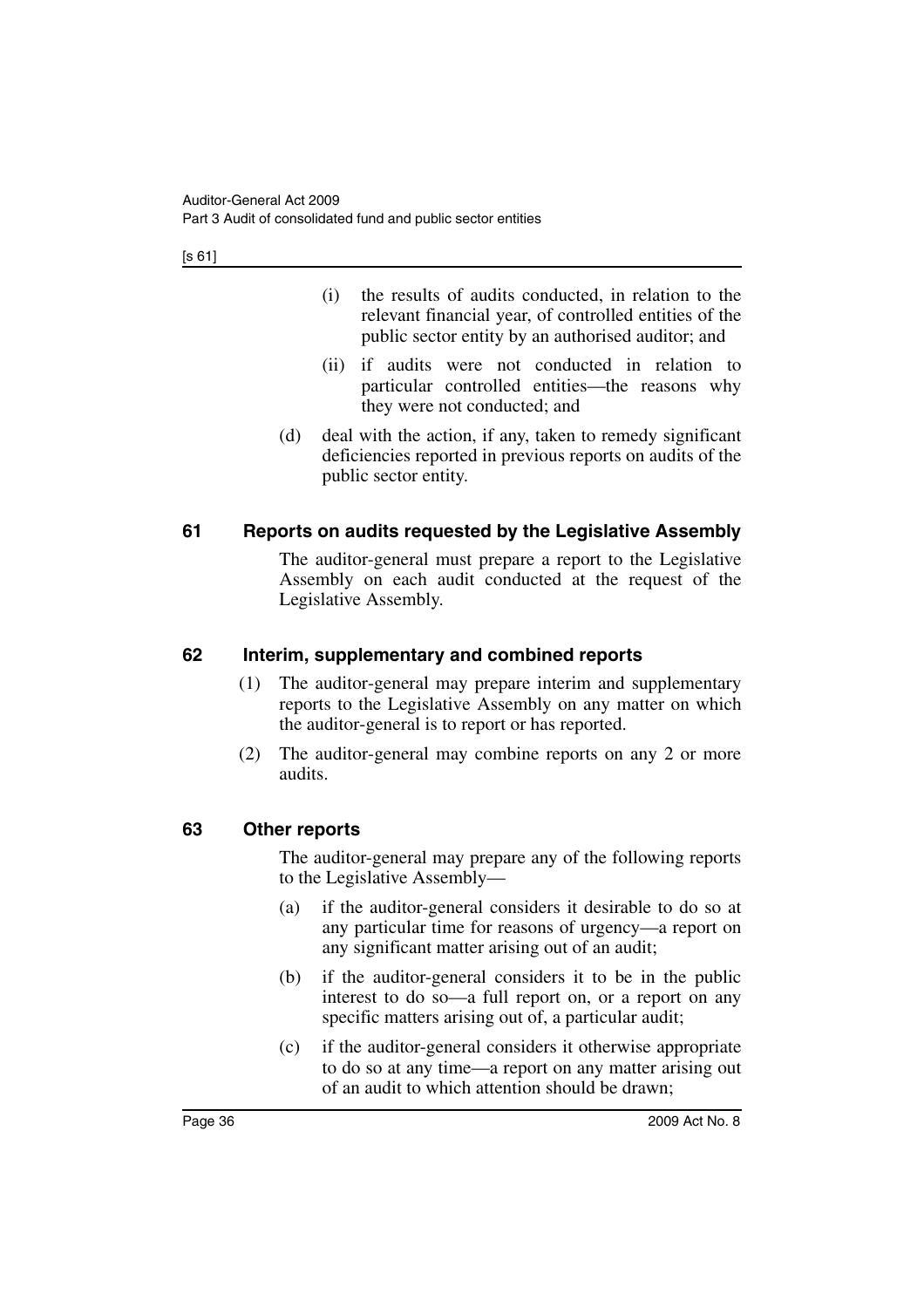(i) the results of audits conducted, in relation to the relevant financial year, of controlled entities of the public sector entity by an authorised auditor; and

(ii) if audits were not conducted in relation to particular controlled entities—the reasons why they were not conducted; and

(d) deal with the action, if any, taken to remedy significant deficiencies reported in previous reports on audits of the public sector entity.

### 61 Reports on audits requested by the Legislative Assembly

The auditor-general must prepare a report to the Legislative Assembly on each audit conducted at the request of the Legislative Assembly.

### 62 Interim, supplementary and combined reports

(1) The auditor-general may prepare interim and supplementary reports to the Legislative Assembly on any matter on which the auditor-general is to report or has reported.

(2) The auditor-general may combine reports on any 2 or more audits.

### 63 Other reports

The auditor-general may prepare any of the following reports to the Legislative Assembly—

(a) if the auditor-general considers it desirable to do so at any particular time for reasons of urgency—a report on any significant matter arising out of an audit;

(b) if the auditor-general considers it to be in the public interest to do so—a full report on, or a report on any specific matters arising out of, a particular audit;

(c) if the auditor-general considers it otherwise appropriate to do so at any time—a report on any matter arising out of an audit to which attention should be drawn;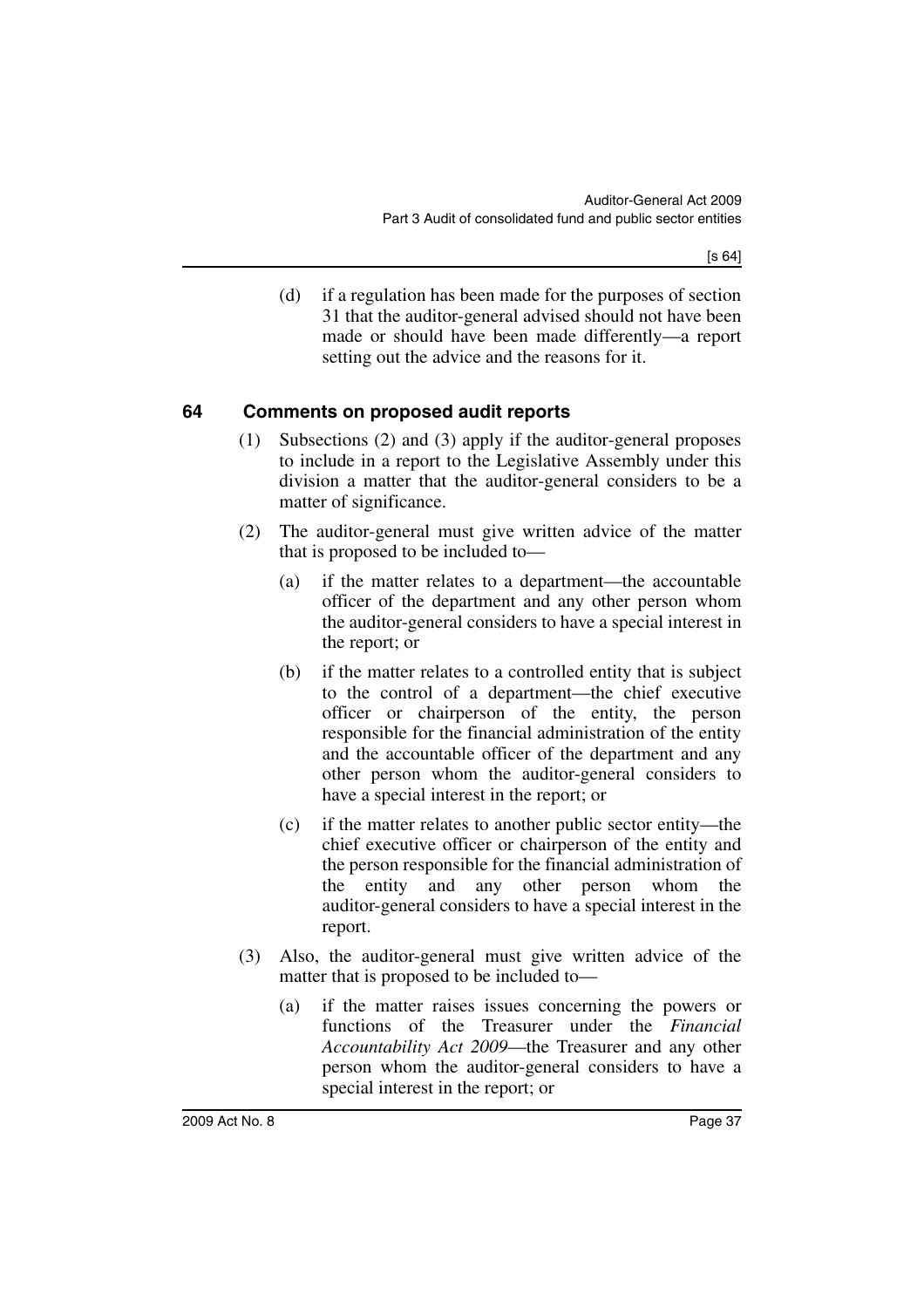(d) if a regulation has been made for the purposes of section 31 that the auditor-general advised should not have been made or should have been made differently—a report setting out the advice and the reasons for it.

### 64 Comments on proposed audit reports

(1) Subsections (2) and (3) apply if the auditor-general proposes to include in a report to the Legislative Assembly under this division a matter that the auditor-general considers to be a matter of significance.

(2) The auditor-general must give written advice of the matter that is proposed to be included to—

(a) if the matter relates to a department—the accountable officer of the department and any other person whom the auditor-general considers to have a special interest in the report; or

(b) if the matter relates to a controlled entity that is subject to the control of a department—the chief executive officer or chairperson of the entity, the person responsible for the financial administration of the entity and the accountable officer of the department and any other person whom the auditor-general considers to have a special interest in the report; or

(c) if the matter relates to another public sector entity—the chief executive officer or chairperson of the entity and the person responsible for the financial administration of the entity and any other person whom the auditor-general considers to have a special interest in the report.

(3) Also, the auditor-general must give written advice of the matter that is proposed to be included to—

(a) if the matter raises issues concerning the powers or functions of the Treasurer under the *Financial Accountability Act 2009*—the Treasurer and any other person whom the auditor-general considers to have a special interest in the report; or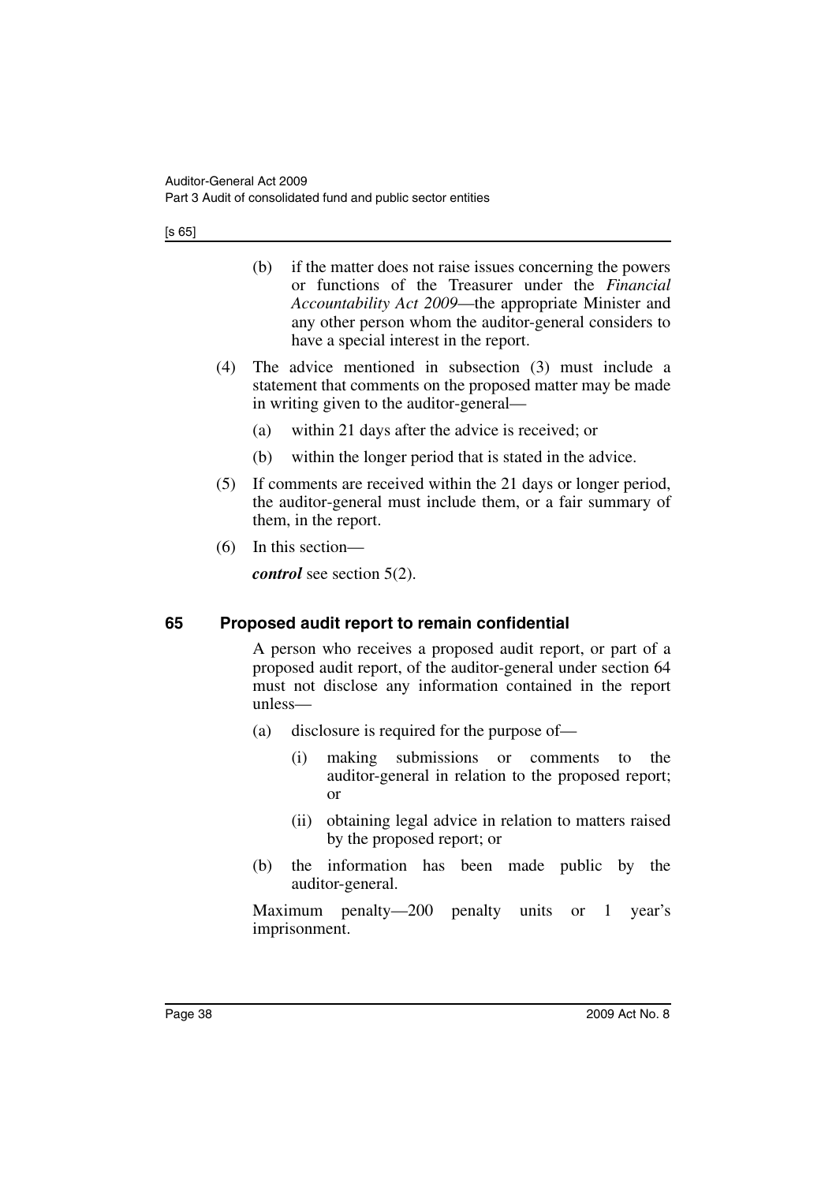(b) if the matter does not raise issues concerning the powers or functions of the Treasurer under the *Financial Accountability Act 2009*—the appropriate Minister and any other person whom the auditor-general considers to have a special interest in the report.

(4) The advice mentioned in subsection (3) must include a statement that comments on the proposed matter may be made in writing given to the auditor-general—

(a) within 21 days after the advice is received; or

(b) within the longer period that is stated in the advice.

(5) If comments are received within the 21 days or longer period, the auditor-general must include them, or a fair summary of them, in the report.

(6) In this section—

***control*** see section 5(2).

## 65 Proposed audit report to remain confidential

A person who receives a proposed audit report, or part of a proposed audit report, of the auditor-general under section 64 must not disclose any information contained in the report unless—

(a) disclosure is required for the purpose of—

(i) making submissions or comments to the auditor-general in relation to the proposed report; or

(ii) obtaining legal advice in relation to matters raised by the proposed report; or

(b) the information has been made public by the auditor-general.

Maximum penalty—200 penalty units or 1 year's imprisonment.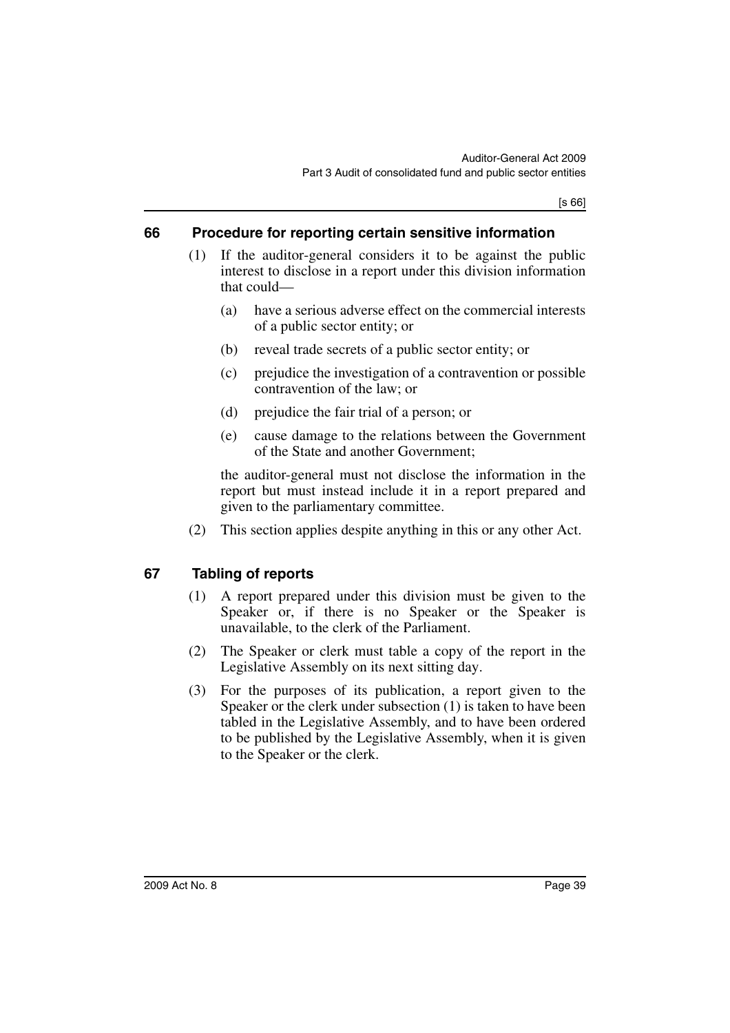## 66 Procedure for reporting certain sensitive information

(1) If the auditor-general considers it to be against the public interest to disclose in a report under this division information that could—

(a) have a serious adverse effect on the commercial interests of a public sector entity; or

(b) reveal trade secrets of a public sector entity; or

(c) prejudice the investigation of a contravention or possible contravention of the law; or

(d) prejudice the fair trial of a person; or

(e) cause damage to the relations between the Government of the State and another Government;

the auditor-general must not disclose the information in the report but must instead include it in a report prepared and given to the parliamentary committee.

(2) This section applies despite anything in this or any other Act.

## 67 Tabling of reports

(1) A report prepared under this division must be given to the Speaker or, if there is no Speaker or the Speaker is unavailable, to the clerk of the Parliament.

(2) The Speaker or clerk must table a copy of the report in the Legislative Assembly on its next sitting day.

(3) For the purposes of its publication, a report given to the Speaker or the clerk under subsection (1) is taken to have been tabled in the Legislative Assembly, and to have been ordered to be published by the Legislative Assembly, when it is given to the Speaker or the clerk.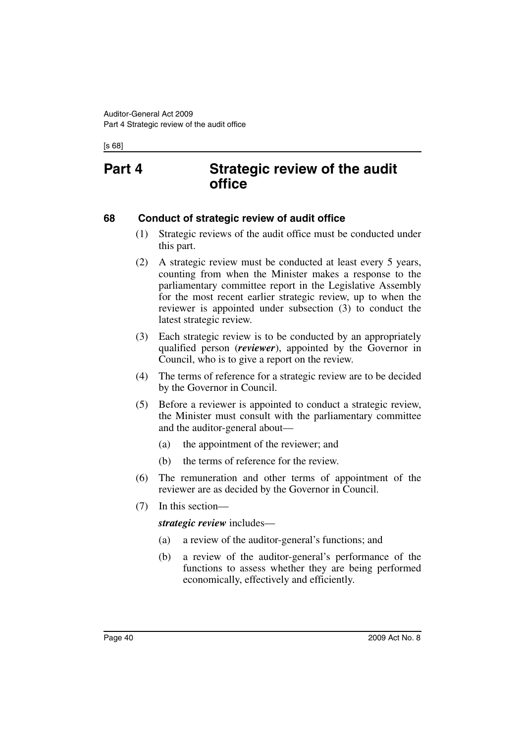# Part 4 Strategic review of the audit office

## 68 Conduct of strategic review of audit office

(1) Strategic reviews of the audit office must be conducted under this part.

(2) A strategic review must be conducted at least every 5 years, counting from when the Minister makes a response to the parliamentary committee report in the Legislative Assembly for the most recent earlier strategic review, up to when the reviewer is appointed under subsection (3) to conduct the latest strategic review.

(3) Each strategic review is to be conducted by an appropriately qualified person (***reviewer***), appointed by the Governor in Council, who is to give a report on the review.

(4) The terms of reference for a strategic review are to be decided by the Governor in Council.

(5) Before a reviewer is appointed to conduct a strategic review, the Minister must consult with the parliamentary committee and the auditor-general about—

(a) the appointment of the reviewer; and

(b) the terms of reference for the review.

(6) The remuneration and other terms of appointment of the reviewer are as decided by the Governor in Council.

(7) In this section—

***strategic review*** includes—

(a) a review of the auditor-general's functions; and

(b) a review of the auditor-general's performance of the functions to assess whether they are being performed economically, effectively and efficiently.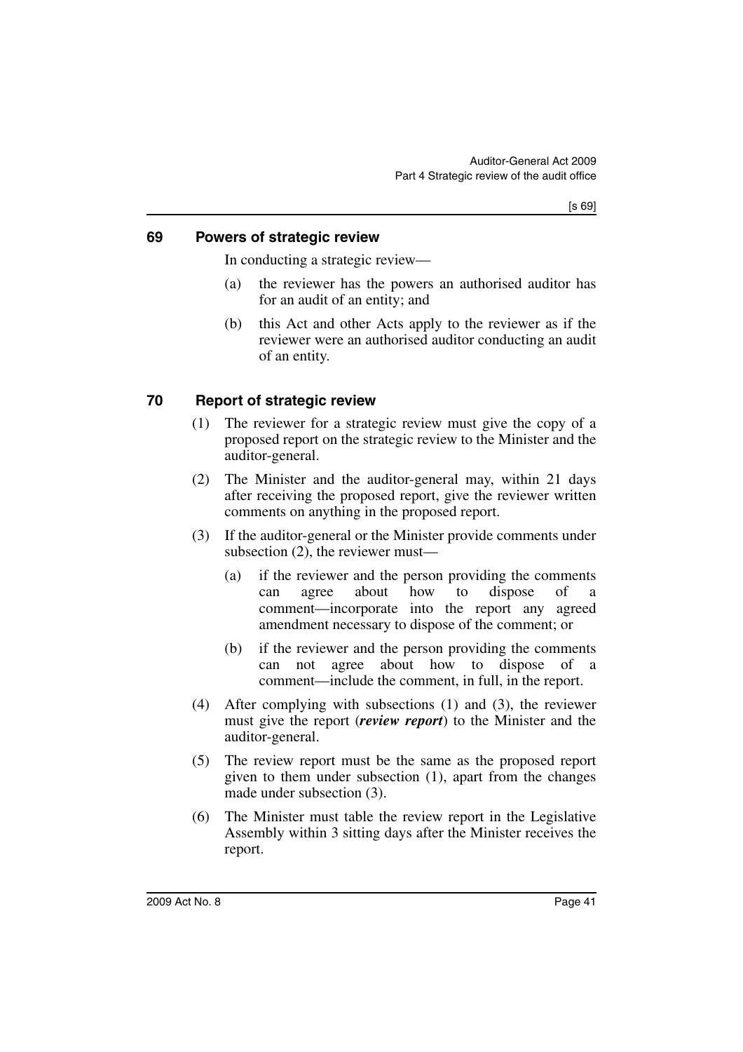## 69 Powers of strategic review

In conducting a strategic review—

(a) the reviewer has the powers an authorised auditor has for an audit of an entity; and

(b) this Act and other Acts apply to the reviewer as if the reviewer were an authorised auditor conducting an audit of an entity.

## 70 Report of strategic review

(1) The reviewer for a strategic review must give the copy of a proposed report on the strategic review to the Minister and the auditor-general.

(2) The Minister and the auditor-general may, within 21 days after receiving the proposed report, give the reviewer written comments on anything in the proposed report.

(3) If the auditor-general or the Minister provide comments under subsection (2), the reviewer must—

(a) if the reviewer and the person providing the comments can agree about how to dispose of a comment—incorporate into the report any agreed amendment necessary to dispose of the comment; or

(b) if the reviewer and the person providing the comments can not agree about how to dispose of a comment—include the comment, in full, in the report.

(4) After complying with subsections (1) and (3), the reviewer must give the report (***review report***) to the Minister and the auditor-general.

(5) The review report must be the same as the proposed report given to them under subsection (1), apart from the changes made under subsection (3).

(6) The Minister must table the review report in the Legislative Assembly within 3 sitting days after the Minister receives the report.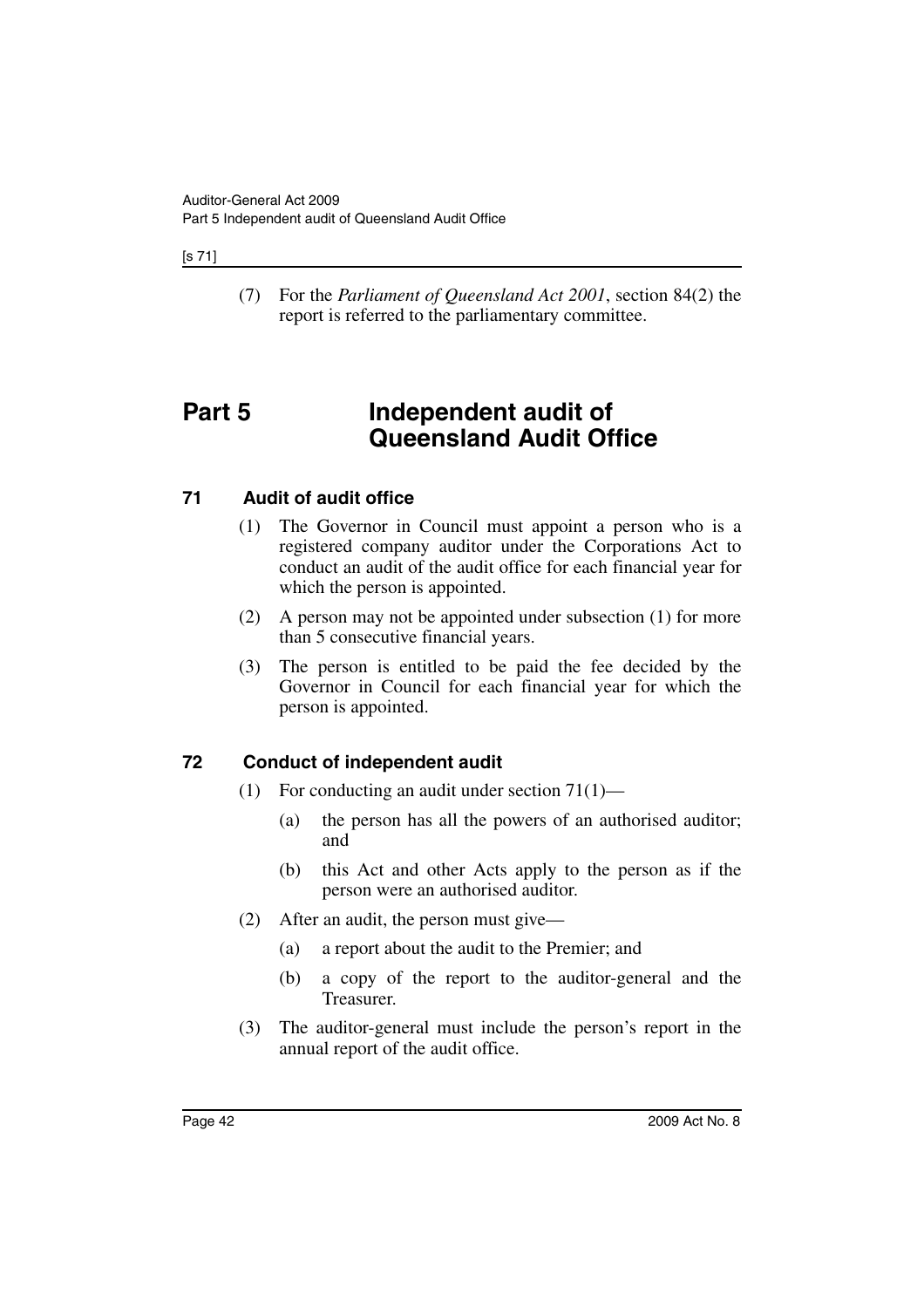(7) For the *Parliament of Queensland Act 2001*, section 84(2) the report is referred to the parliamentary committee.

# Part 5 Independent audit of Queensland Audit Office

## 71 Audit of audit office

(1) The Governor in Council must appoint a person who is a registered company auditor under the Corporations Act to conduct an audit of the audit office for each financial year for which the person is appointed.

(2) A person may not be appointed under subsection (1) for more than 5 consecutive financial years.

(3) The person is entitled to be paid the fee decided by the Governor in Council for each financial year for which the person is appointed.

## 72 Conduct of independent audit

(1) For conducting an audit under section 71(1)—

(a) the person has all the powers of an authorised auditor; and

(b) this Act and other Acts apply to the person as if the person were an authorised auditor.

(2) After an audit, the person must give—

(a) a report about the audit to the Premier; and

(b) a copy of the report to the auditor-general and the Treasurer.

(3) The auditor-general must include the person's report in the annual report of the audit office.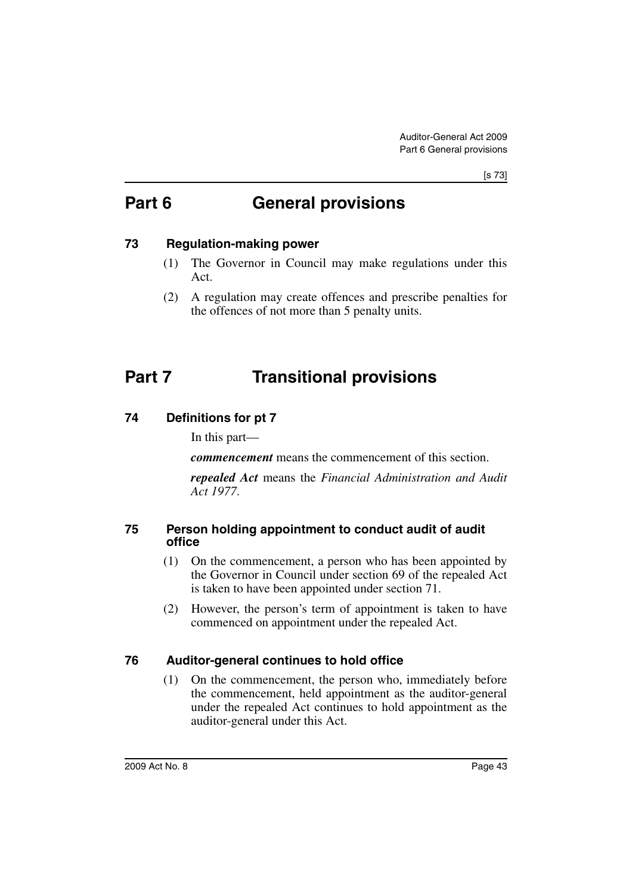# Part 6 General provisions

### 73 Regulation-making power

(1) The Governor in Council may make regulations under this Act.

(2) A regulation may create offences and prescribe penalties for the offences of not more than 5 penalty units.

# Part 7 Transitional provisions

### 74 Definitions for pt 7

In this part—

***commencement*** means the commencement of this section.

***repealed Act*** means the *Financial Administration and Audit Act 1977*.

### 75 Person holding appointment to conduct audit of audit office

(1) On the commencement, a person who has been appointed by the Governor in Council under section 69 of the repealed Act is taken to have been appointed under section 71.

(2) However, the person's term of appointment is taken to have commenced on appointment under the repealed Act.

### 76 Auditor-general continues to hold office

(1) On the commencement, the person who, immediately before the commencement, held appointment as the auditor-general under the repealed Act continues to hold appointment as the auditor-general under this Act.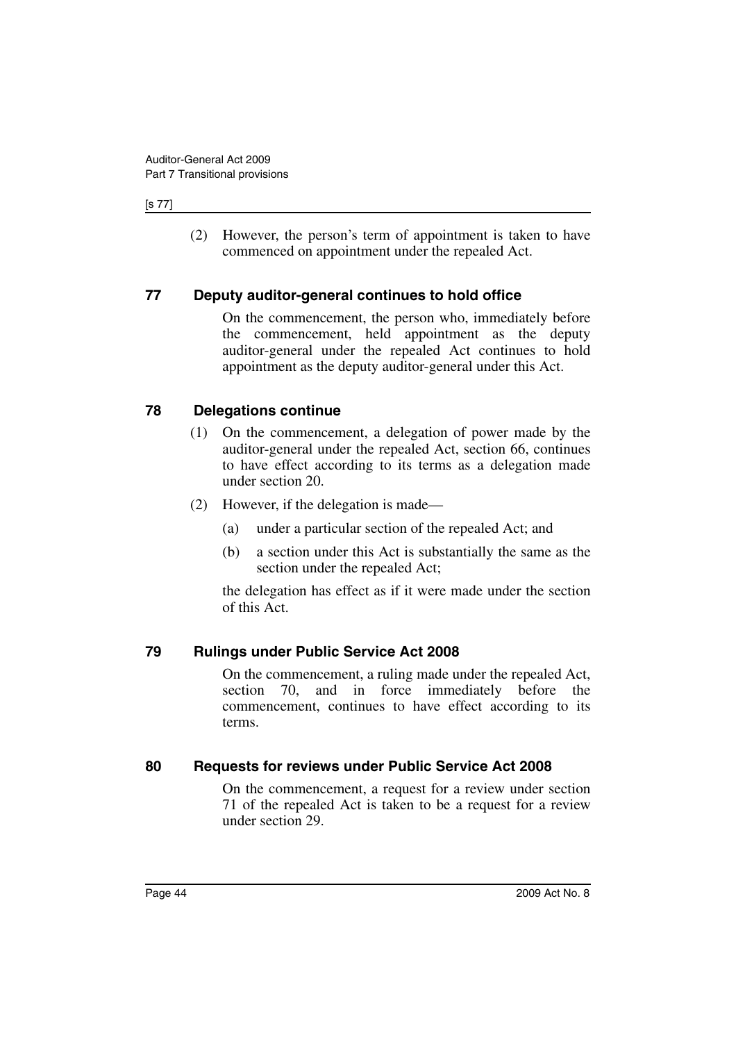(2) However, the person's term of appointment is taken to have commenced on appointment under the repealed Act.

## 77 Deputy auditor-general continues to hold office

On the commencement, the person who, immediately before the commencement, held appointment as the deputy auditor-general under the repealed Act continues to hold appointment as the deputy auditor-general under this Act.

## 78 Delegations continue

(1) On the commencement, a delegation of power made by the auditor-general under the repealed Act, section 66, continues to have effect according to its terms as a delegation made under section 20.

(2) However, if the delegation is made—

(a) under a particular section of the repealed Act; and

(b) a section under this Act is substantially the same as the section under the repealed Act;

the delegation has effect as if it were made under the section of this Act.

## 79 Rulings under Public Service Act 2008

On the commencement, a ruling made under the repealed Act, section 70, and in force immediately before the commencement, continues to have effect according to its terms.

## 80 Requests for reviews under Public Service Act 2008

On the commencement, a request for a review under section 71 of the repealed Act is taken to be a request for a review under section 29.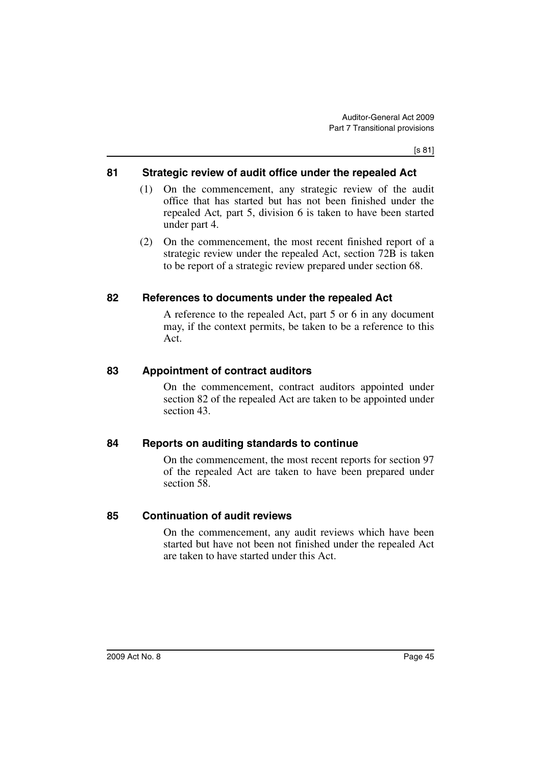## 81 Strategic review of audit office under the repealed Act

(1) On the commencement, any strategic review of the audit office that has started but has not been finished under the repealed Act*,* part 5, division 6 is taken to have been started under part 4.

(2) On the commencement, the most recent finished report of a strategic review under the repealed Act, section 72B is taken to be report of a strategic review prepared under section 68.

## 82 References to documents under the repealed Act

A reference to the repealed Act, part 5 or 6 in any document may, if the context permits, be taken to be a reference to this Act.

## 83 Appointment of contract auditors

On the commencement, contract auditors appointed under section 82 of the repealed Act are taken to be appointed under section 43.

## 84 Reports on auditing standards to continue

On the commencement, the most recent reports for section 97 of the repealed Act are taken to have been prepared under section 58.

## 85 Continuation of audit reviews

On the commencement, any audit reviews which have been started but have not been not finished under the repealed Act are taken to have started under this Act.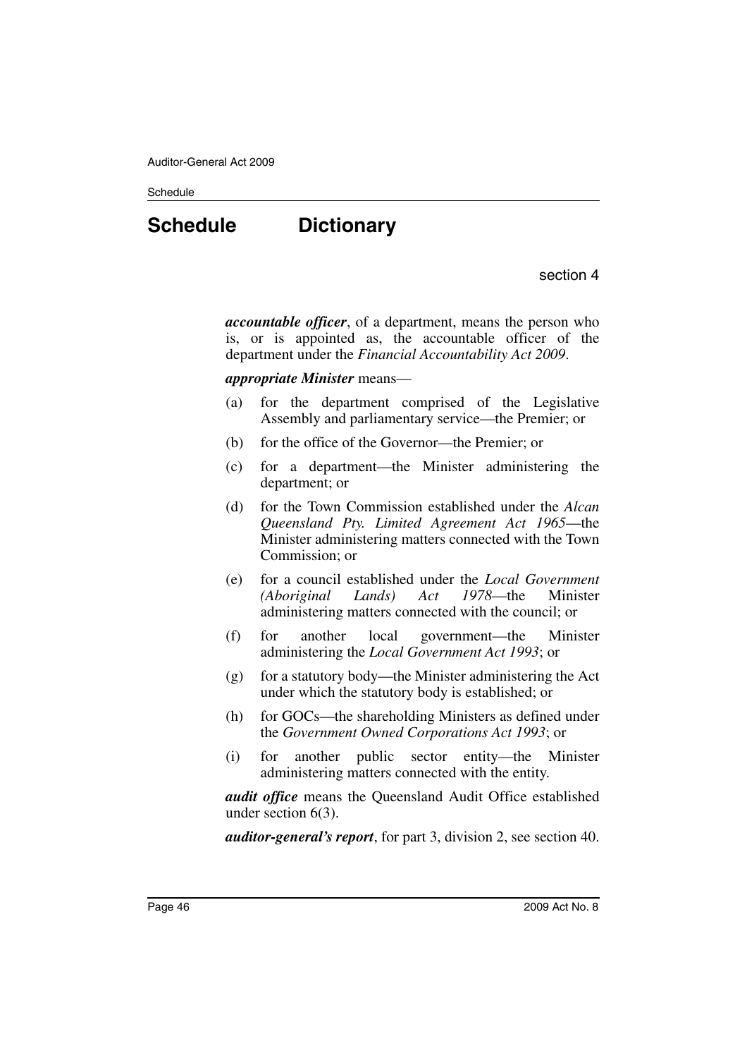# Schedule Dictionary

section 4

***accountable officer***, of a department, means the person who is, or is appointed as, the accountable officer of the department under the *Financial Accountability Act 2009*.

***appropriate Minister*** means—

(a) for the department comprised of the Legislative Assembly and parliamentary service—the Premier; or

(b) for the office of the Governor—the Premier; or

(c) for a department—the Minister administering the department; or

(d) for the Town Commission established under the *Alcan Queensland Pty. Limited Agreement Act 1965*—the Minister administering matters connected with the Town Commission; or

(e) for a council established under the *Local Government (Aboriginal Lands) Act 1978*—the Minister administering matters connected with the council; or

(f) for another local government—the Minister administering the *Local Government Act 1993*; or

(g) for a statutory body—the Minister administering the Act under which the statutory body is established; or

(h) for GOCs—the shareholding Ministers as defined under the *Government Owned Corporations Act 1993*; or

(i) for another public sector entity—the Minister administering matters connected with the entity.

***audit office*** means the Queensland Audit Office established under section 6(3).

***auditor-general's report***, for part 3, division 2, see section 40.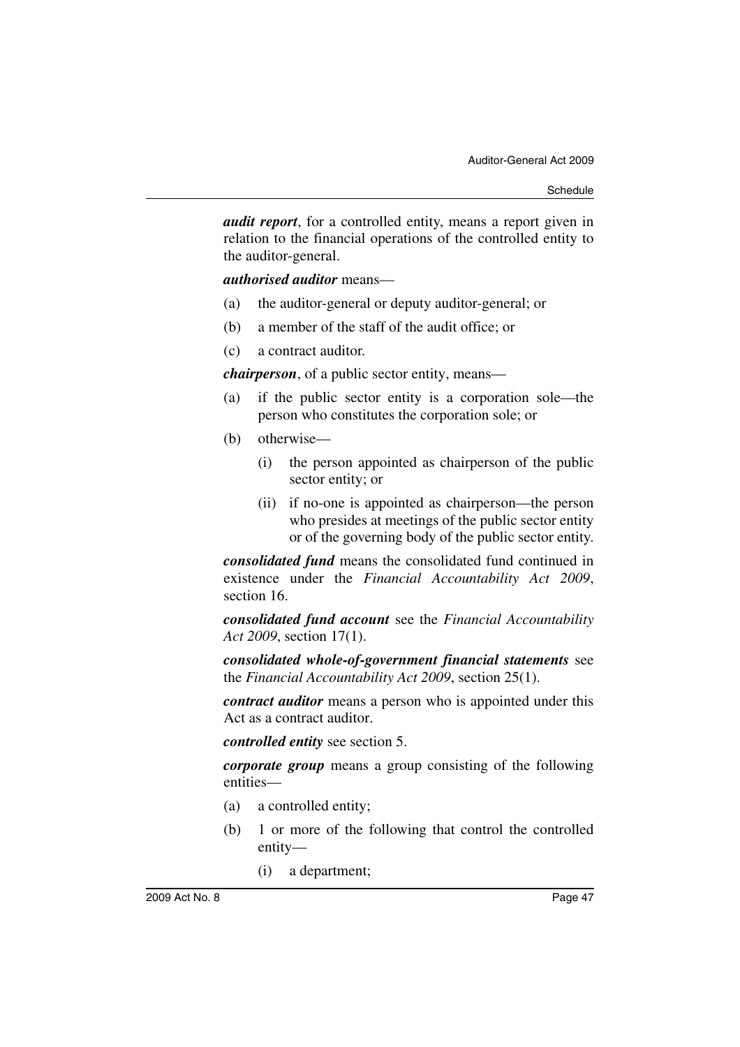***audit report***, for a controlled entity, means a report given in relation to the financial operations of the controlled entity to the auditor-general.

***authorised auditor*** means—

(a) the auditor-general or deputy auditor-general; or

(b) a member of the staff of the audit office; or

(c) a contract auditor.

***chairperson***, of a public sector entity, means—

(a) if the public sector entity is a corporation sole—the person who constitutes the corporation sole; or

(b) otherwise—

  (i) the person appointed as chairperson of the public sector entity; or

  (ii) if no-one is appointed as chairperson—the person who presides at meetings of the public sector entity or of the governing body of the public sector entity.

***consolidated fund*** means the consolidated fund continued in existence under the *Financial Accountability Act 2009*, section 16.

***consolidated fund account*** see the *Financial Accountability Act 2009*, section 17(1).

***consolidated whole-of-government financial statements*** see the *Financial Accountability Act 2009*, section 25(1).

***contract auditor*** means a person who is appointed under this Act as a contract auditor.

***controlled entity*** see section 5.

***corporate group*** means a group consisting of the following entities—

(a) a controlled entity;

(b) 1 or more of the following that control the controlled entity—

  (i) a department;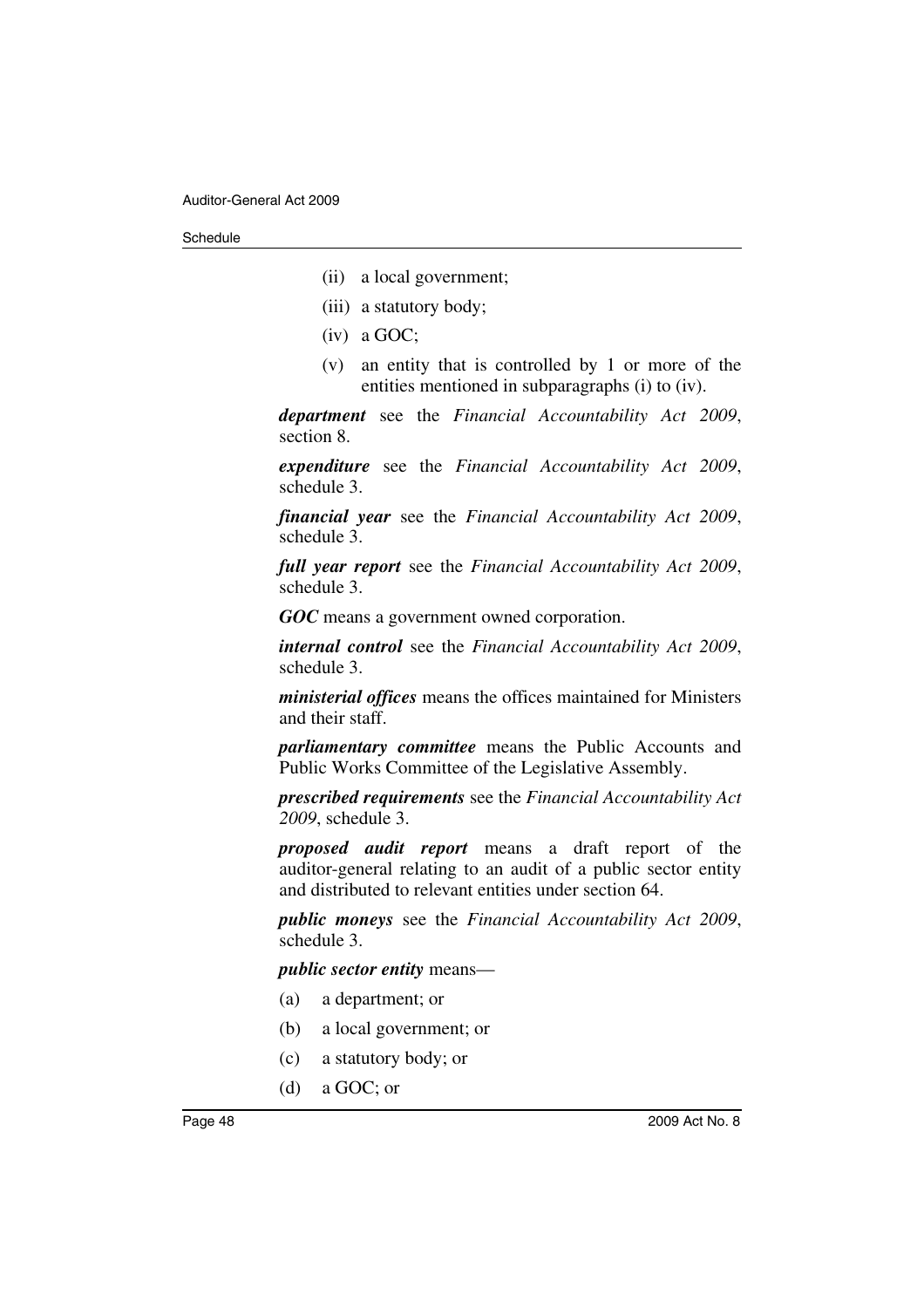(ii) a local government;

(iii) a statutory body;

(iv) a GOC;

(v) an entity that is controlled by 1 or more of the entities mentioned in subparagraphs (i) to (iv).

***department*** see the *Financial Accountability Act 2009*, section 8.

***expenditure*** see the *Financial Accountability Act 2009*, schedule 3.

***financial year*** see the *Financial Accountability Act 2009*, schedule 3.

***full year report*** see the *Financial Accountability Act 2009*, schedule 3.

***GOC*** means a government owned corporation.

***internal control*** see the *Financial Accountability Act 2009*, schedule 3.

***ministerial offices*** means the offices maintained for Ministers and their staff.

***parliamentary committee*** means the Public Accounts and Public Works Committee of the Legislative Assembly.

***prescribed requirements*** see the *Financial Accountability Act 2009*, schedule 3.

***proposed audit report*** means a draft report of the auditor-general relating to an audit of a public sector entity and distributed to relevant entities under section 64.

***public moneys*** see the *Financial Accountability Act 2009*, schedule 3.

***public sector entity*** means—

(a) a department; or

(b) a local government; or

(c) a statutory body; or

(d) a GOC; or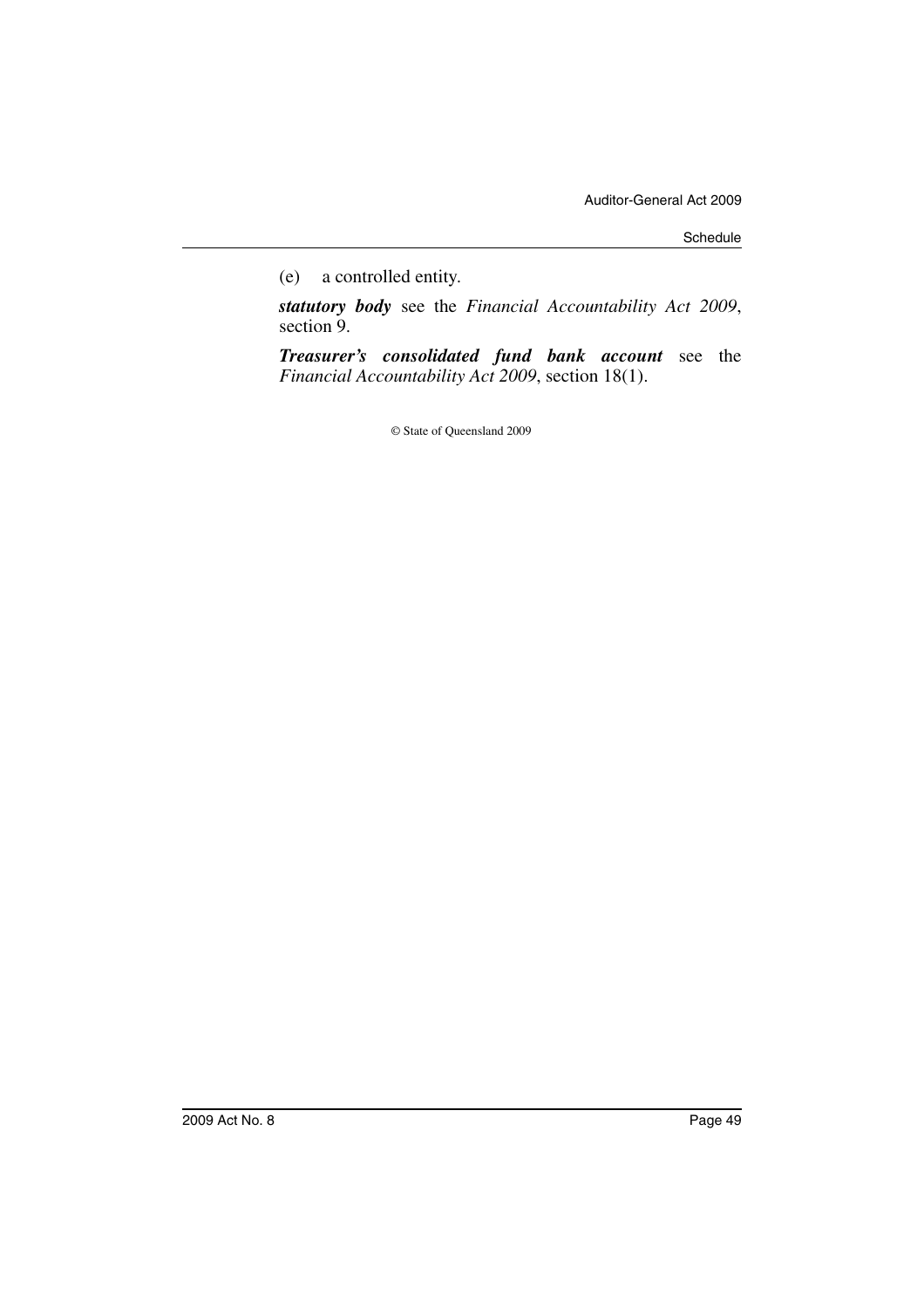(e) a controlled entity.

***statutory body*** see the *Financial Accountability Act 2009*, section 9.

***Treasurer's consolidated fund bank account*** see the *Financial Accountability Act 2009*, section 18(1).

© State of Queensland 2009